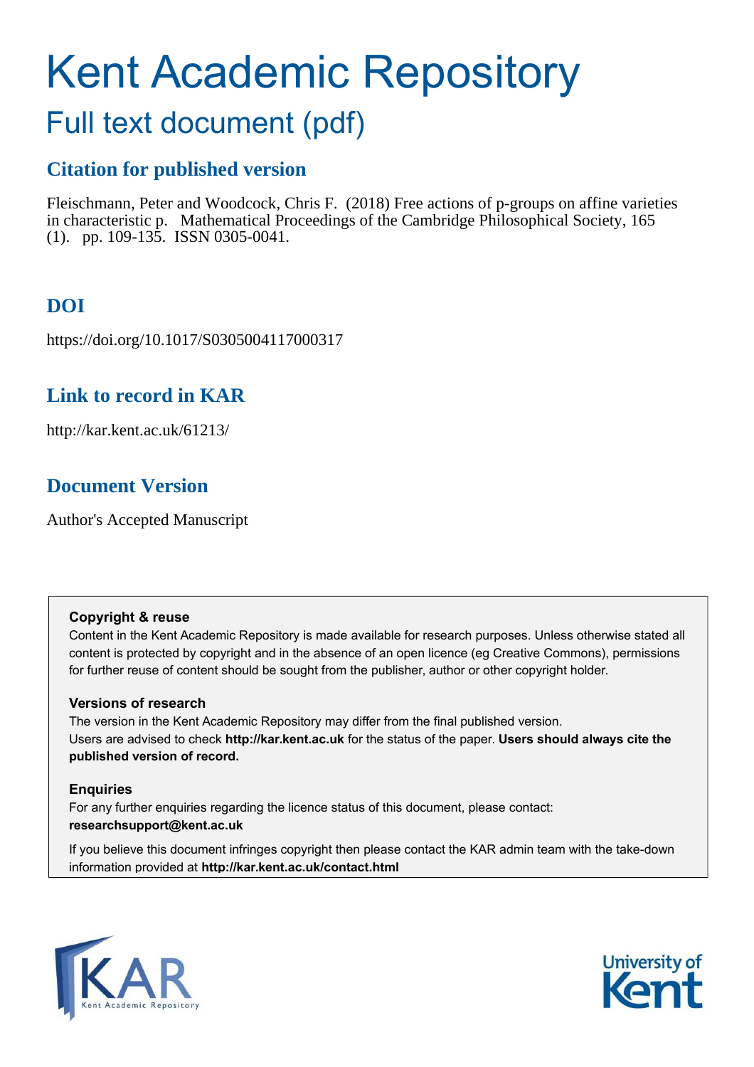# Kent Academic Repository

## Full text document (pdf)

## Citation for published version

Fleischmann, Peter and Woodcock, Chris F. (2018) Free actions of p-groups on affine varieties in characteristic p. Mathematical Proceedings of the Cambridge Philosophical Society, 165 (1). pp. 109-135. ISSN 0305-0041.

## DOI

https://doi.org/10.1017/S0305004117000317

## Link to record in KAR

http://kar.kent.ac.uk/61213/

## Document Version

Author's Accepted Manuscript

### Copyright & reuse

Content in the Kent Academic Repository is made available for research purposes. Unless otherwise stated all content is protected by copyright and in the absence of an open licence (eg Creative Commons), permissions for further reuse of content should be sought from the publisher, author or other copyright holder.

### Versions of research

The version in the Kent Academic Repository may differ from the final published version. Users are advised to check **http://kar.kent.ac.uk** for the status of the paper. **Users should always cite the published version of record.**

### Enquiries

For any further enquiries regarding the licence status of this document, please contact: **researchsupport@kent.ac.uk**

If you believe this document infringes copyright then please contact the KAR admin team with the take-down information provided at **http://kar.kent.ac.uk/contact.html**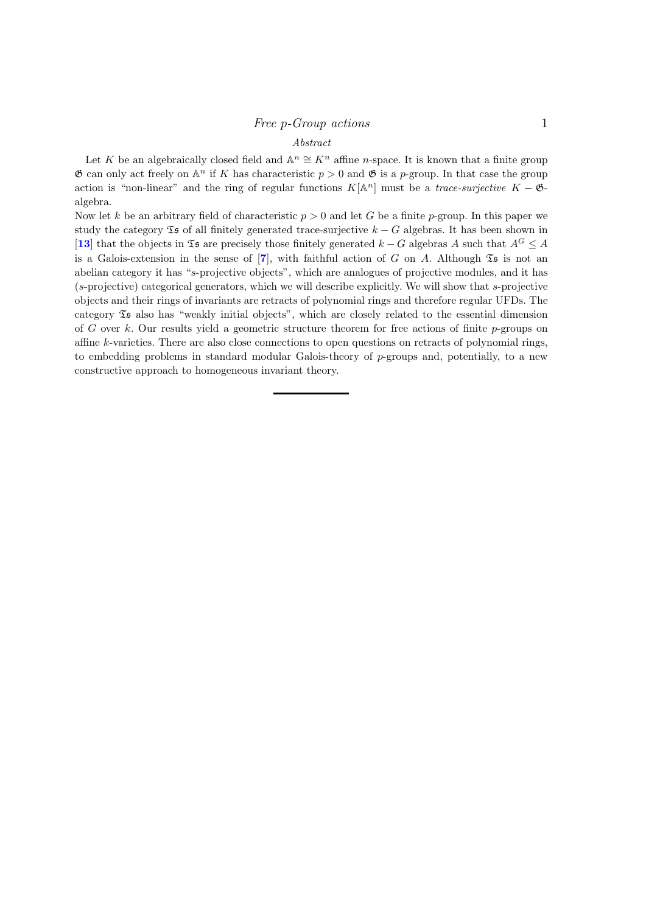*Abstract*

Let $K$ be an algebraically closed field and $\mathbb{A}^n \cong K^n$ affine $n$-space. It is known that a finite group $\mathfrak{G}$ can only act freely on $\mathbb{A}^n$ if $K$ has characteristic $p > 0$ and $\mathfrak{G}$ is a $p$-group. In that case the group action is "non-linear" and the ring of regular functions $K[\mathbb{A}^n]$ must be a *trace-surjective* $K - \mathfrak{G}$-algebra.

Now let $k$ be an arbitrary field of characteristic $p > 0$ and let $G$ be a finite $p$-group. In this paper we study the category $\mathfrak{Ts}$ of all finitely generated trace-surjective $k - G$ algebras. It has been shown in [13] that the objects in $\mathfrak{Ts}$ are precisely those finitely generated $k - G$ algebras $A$ such that $A^G \leq A$ is a Galois-extension in the sense of [7], with faithful action of $G$ on $A$. Although $\mathfrak{Ts}$ is not an abelian category it has "$s$-projective objects", which are analogues of projective modules, and it has ($s$-projective) categorical generators, which we will describe explicitly. We will show that $s$-projective objects and their rings of invariants are retracts of polynomial rings and therefore regular UFDs. The category $\mathfrak{Ts}$ also has "weakly initial objects", which are closely related to the essential dimension of $G$ over $k$. Our results yield a geometric structure theorem for free actions of finite $p$-groups on affine $k$-varieties. There are also close connections to open questions on retracts of polynomial rings, to embedding problems in standard modular Galois-theory of $p$-groups and, potentially, to a new constructive approach to homogeneous invariant theory.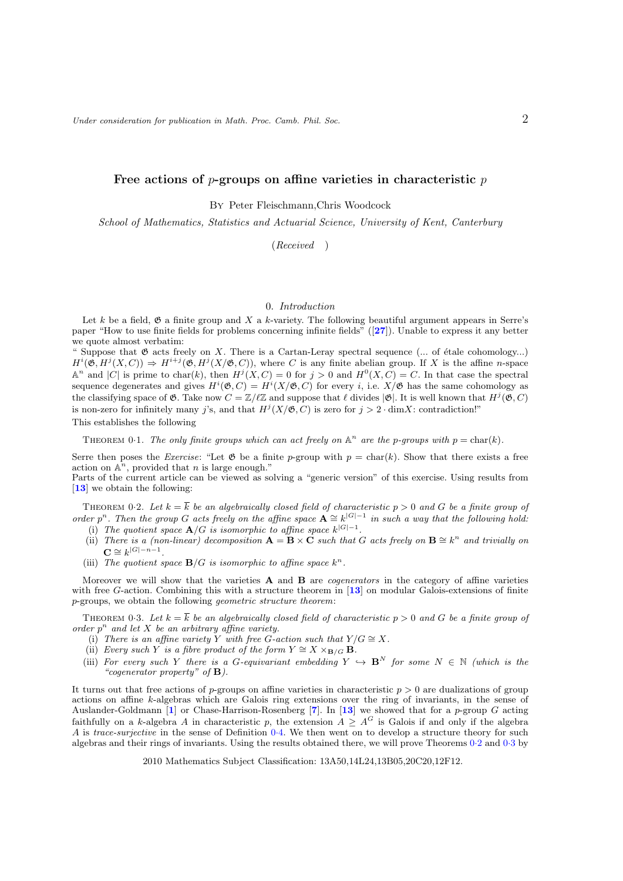# Free actions of $p$-groups on affine varieties in characteristic $p$

BY Peter Fleischmann, Chris Woodcock

*School of Mathematics, Statistics and Actuarial Science, University of Kent, Canterbury*

(*Received* )

## 0. *Introduction*

Let $k$ be a field, $\mathfrak{G}$ a finite group and $X$ a $k$-variety. The following beautiful argument appears in Serre's paper "How to use finite fields for problems concerning infinite fields" ([27]). Unable to express it any better we quote almost verbatim:

" Suppose that $\mathfrak{G}$ acts freely on $X$. There is a Cartan-Leray spectral sequence (... of étale cohomology...) $H^i(\mathfrak{G}, H^j(X, C)) \Rightarrow H^{i+j}(\mathfrak{G}, H^j(X/\mathfrak{G}, C))$, where $C$ is any finite abelian group. If $X$ is the affine $n$-space $\mathbb{A}^n$ and $|C|$ is prime to $\text{char}(k)$, then $H^j(X, C) = 0$ for $j > 0$ and $H^0(X, C) = C$. In that case the spectral sequence degenerates and gives $H^i(\mathfrak{G}, C) = H^i(X/\mathfrak{G}, C)$ for every $i$, i.e. $X/\mathfrak{G}$ has the same cohomology as the classifying space of $\mathfrak{G}$. Take now $C = \mathbb{Z}/\ell\mathbb{Z}$ and suppose that $\ell$ divides $|\mathfrak{G}|$. It is well known that $H^j(\mathfrak{G}, C)$ is non-zero for infinitely many $j$'s, and that $H^j(X/\mathfrak{G}, C)$ is zero for $j > 2 \cdot \dim X$: contradiction!"

This establishes the following

THEOREM 0·1. *The only finite groups which can act freely on $\mathbb{A}^n$ are the $p$-groups with $p = \text{char}(k)$.*

Serre then poses the *Exercise*: "Let $\mathfrak{G}$ be a finite $p$-group with $p = \text{char}(k)$. Show that there exists a free action on $\mathbb{A}^n$, provided that $n$ is large enough."

Parts of the current article can be viewed as solving a "generic version" of this exercise. Using results from [13] we obtain the following:

THEOREM 0·2. *Let $k = \overline{k}$ be an algebraically closed field of characteristic $p > 0$ and $G$ be a finite group of order $p^n$. Then the group $G$ acts freely on the affine space $\mathbf{A} \cong k^{|G|-1}$ in such a way that the following hold:*

(i) *The quotient space $\mathbf{A}/G$ is isomorphic to affine space $k^{|G|-1}$.*

(ii) *There is a (non-linear) decomposition $\mathbf{A} = \mathbf{B} \times \mathbf{C}$ such that $G$ acts freely on $\mathbf{B} \cong k^n$ and trivially on $\mathbf{C} \cong k^{|G|-n-1}$.*

(iii) *The quotient space $\mathbf{B}/G$ is isomorphic to affine space $k^n$.*

Moreover we will show that the varieties $\mathbf{A}$ and $\mathbf{B}$ are *cogenerators* in the category of affine varieties with free $G$-action. Combining this with a structure theorem in [13] on modular Galois-extensions of finite $p$-groups, we obtain the following *geometric structure theorem*:

THEOREM 0·3. *Let $k = \overline{k}$ be an algebraically closed field of characteristic $p > 0$ and $G$ be a finite group of order $p^n$ and let $X$ be an arbitrary affine variety.*

(i) *There is an affine variety $Y$ with free $G$-action such that $Y/G \cong X$.*

(ii) *Every such $Y$ is a fibre product of the form $Y \cong X \times_{\mathbf{B}/G} \mathbf{B}$.*

(iii) *For every such $Y$ there is a $G$-equivariant embedding $Y \hookrightarrow \mathbf{B}^N$ for some $N \in \mathbb{N}$ (which is the "cogenerator property" of $\mathbf{B}$).*

It turns out that free actions of $p$-groups on affine varieties in characteristic $p > 0$ are dualizations of group actions on affine $k$-algebras which are Galois ring extensions over the ring of invariants, in the sense of Auslander-Goldmann [1] or Chase-Harrison-Rosenberg [7]. In [13] we showed that for a $p$-group $G$ acting faithfully on a $k$-algebra $A$ in characteristic $p$, the extension $A \geq A^G$ is Galois if and only if the algebra $A$ is *trace-surjective* in the sense of Definition 0·4. We then went on to develop a structure theory for such algebras and their rings of invariants. Using the results obtained there, we will prove Theorems 0·2 and 0·3 by

2010 Mathematics Subject Classification: 13A50,14L24,13B05,20C20,12F12.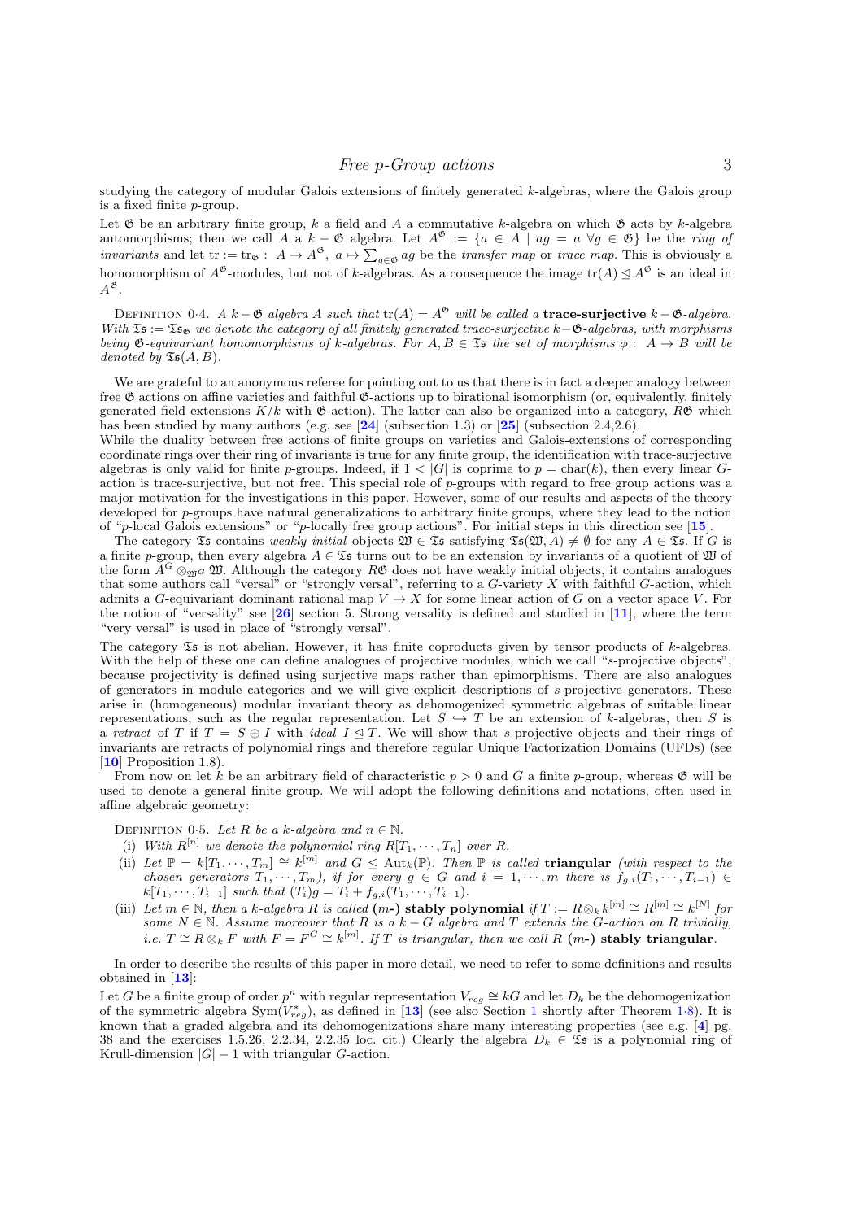studying the category of modular Galois extensions of finitely generated $k$-algebras, where the Galois group is a fixed finite $p$-group.

Let $\mathfrak{G}$ be an arbitrary finite group, $k$ a field and $A$ a commutative $k$-algebra on which $\mathfrak{G}$ acts by $k$-algebra automorphisms; then we call $A$ a $k-\mathfrak{G}$ algebra. Let $A^{\mathfrak{G}} := \{a \in A \mid ag = a \ \forall g \in \mathfrak{G}\}$ be the *ring of invariants* and let $\mathrm{tr} := \mathrm{tr}_{\mathfrak{G}} : \ A \to A^{\mathfrak{G}}, \ a \mapsto \sum_{g \in \mathfrak{G}} ag$ be the *transfer map* or *trace map*. This is obviously a homomorphism of $A^{\mathfrak{G}}$-modules, but not of $k$-algebras. As a consequence the image $\mathrm{tr}(A) \trianglelefteq A^{\mathfrak{G}}$ is an ideal in $A^{\mathfrak{G}}$.

DEFINITION 0·4. *A $k-\mathfrak{G}$ algebra $A$ such that $\mathrm{tr}(A) = A^{\mathfrak{G}}$ will be called a* **trace-surjective** $k-\mathfrak{G}$*-algebra. With $\mathfrak{Ts} := \mathfrak{Ts}_{\mathfrak{G}}$ we denote the category of all finitely generated trace-surjective $k-\mathfrak{G}$-algebras, with morphisms being $\mathfrak{G}$-equivariant homomorphisms of $k$-algebras. For $A, B \in \mathfrak{Ts}$ the set of morphisms $\phi : \ A \to B$ will be denoted by $\mathfrak{Ts}(A, B)$.*

We are grateful to an anonymous referee for pointing out to us that there is in fact a deeper analogy between free $\mathfrak{G}$ actions on affine varieties and faithful $\mathfrak{G}$-actions up to birational isomorphism (or, equivalently, finitely generated field extensions $K/k$ with $\mathfrak{G}$-action). The latter can also be organized into a category, $R\mathfrak{G}$ which has been studied by many authors (e.g. see [24] (subsection 1.3) or [25] (subsection 2.4,2.6).

While the duality between free actions of finite groups on varieties and Galois-extensions of corresponding coordinate rings over their ring of invariants is true for any finite group, the identification with trace-surjective algebras is only valid for finite $p$-groups. Indeed, if $1 < |G|$ is coprime to $p = \mathrm{char}(k)$, then every linear $G$-action is trace-surjective, but not free. This special role of $p$-groups with regard to free group actions was a major motivation for the investigations in this paper. However, some of our results and aspects of the theory developed for $p$-groups have natural generalizations to arbitrary finite groups, where they lead to the notion of "$p$-local Galois extensions" or "$p$-locally free group actions". For initial steps in this direction see [15].

The category $\mathfrak{Ts}$ contains *weakly initial* objects $\mathfrak{W} \in \mathfrak{Ts}$ satisfying $\mathfrak{Ts}(\mathfrak{W}, A) \neq \emptyset$ for any $A \in \mathfrak{Ts}$. If $G$ is a finite $p$-group, then every algebra $A \in \mathfrak{Ts}$ turns out to be an extension by invariants of a quotient of $\mathfrak{W}$ of the form $A^G \otimes_{\mathfrak{W}^G} \mathfrak{W}$. Although the category $R\mathfrak{G}$ does not have weakly initial objects, it contains analogues that some authors call "versal" or "strongly versal", referring to a $G$-variety $X$ with faithful $G$-action, which admits a $G$-equivariant dominant rational map $V \to X$ for some linear action of $G$ on a vector space $V$. For the notion of "versality" see [26] section 5. Strong versality is defined and studied in [11], where the term "very versal" is used in place of "strongly versal".

The category $\mathfrak{Ts}$ is not abelian. However, it has finite coproducts given by tensor products of $k$-algebras. With the help of these one can define analogues of projective modules, which we call "$s$-projective objects", because projectivity is defined using surjective maps rather than epimorphisms. There are also analogues of generators in module categories and we will give explicit descriptions of $s$-projective generators. These arise in (homogeneous) modular invariant theory as dehomogenized symmetric algebras of suitable linear representations, such as the regular representation. Let $S \hookrightarrow T$ be an extension of $k$-algebras, then $S$ is a *retract* of $T$ if $T = S \oplus I$ with *ideal* $I \trianglelefteq T$. We will show that $s$-projective objects and their rings of invariants are retracts of polynomial rings and therefore regular Unique Factorization Domains (UFDs) (see [10] Proposition 1.8).

From now on let $k$ be an arbitrary field of characteristic $p > 0$ and $G$ a finite $p$-group, whereas $\mathfrak{G}$ will be used to denote a general finite group. We will adopt the following definitions and notations, often used in affine algebraic geometry:

DEFINITION 0·5. *Let $R$ be a $k$-algebra and $n \in \mathbb{N}$.*

(i) *With $R^{[n]}$ we denote the polynomial ring $R[T_1, \cdots, T_n]$ over $R$.*

(ii) *Let $\mathbb{P} = k[T_1, \cdots, T_m] \cong k^{[m]}$ and $G \leq \mathrm{Aut}_k(\mathbb{P})$. Then $\mathbb{P}$ is called* **triangular** *(with respect to the chosen generators $T_1, \cdots, T_m$), if for every $g \in G$ and $i = 1, \cdots, m$ there is $f_{g,i}(T_1, \cdots, T_{i-1}) \in k[T_1, \cdots, T_{i-1}]$ such that $(T_i)g = T_i + f_{g,i}(T_1, \cdots, T_{i-1})$.*

(iii) *Let $m \in \mathbb{N}$, then a $k$-algebra $R$ is called* **($m$-) stably polynomial** *if $T := R \otimes_k k^{[m]} \cong R^{[m]} \cong k^{[N]}$ for some $N \in \mathbb{N}$. Assume moreover that $R$ is a $k-G$ algebra and $T$ extends the $G$-action on $R$ trivially, i.e. $T \cong R \otimes_k F$ with $F = F^G \cong k^{[m]}$. If $T$ is triangular, then we call $R$* **($m$-) stably triangular**.

In order to describe the results of this paper in more detail, we need to refer to some definitions and results obtained in [13]:

Let $G$ be a finite group of order $p^n$ with regular representation $V_{reg} \cong kG$ and let $D_k$ be the dehomogenization of the symmetric algebra $\mathrm{Sym}(V_{reg}^*)$, as defined in [13] (see also Section 1 shortly after Theorem 1·8). It is known that a graded algebra and its dehomogenizations share many interesting properties (see e.g. [4] pg. 38 and the exercises 1.5.26, 2.2.34, 2.2.35 loc. cit.) Clearly the algebra $D_k \in \mathfrak{Ts}$ is a polynomial ring of Krull-dimension $|G| - 1$ with triangular $G$-action.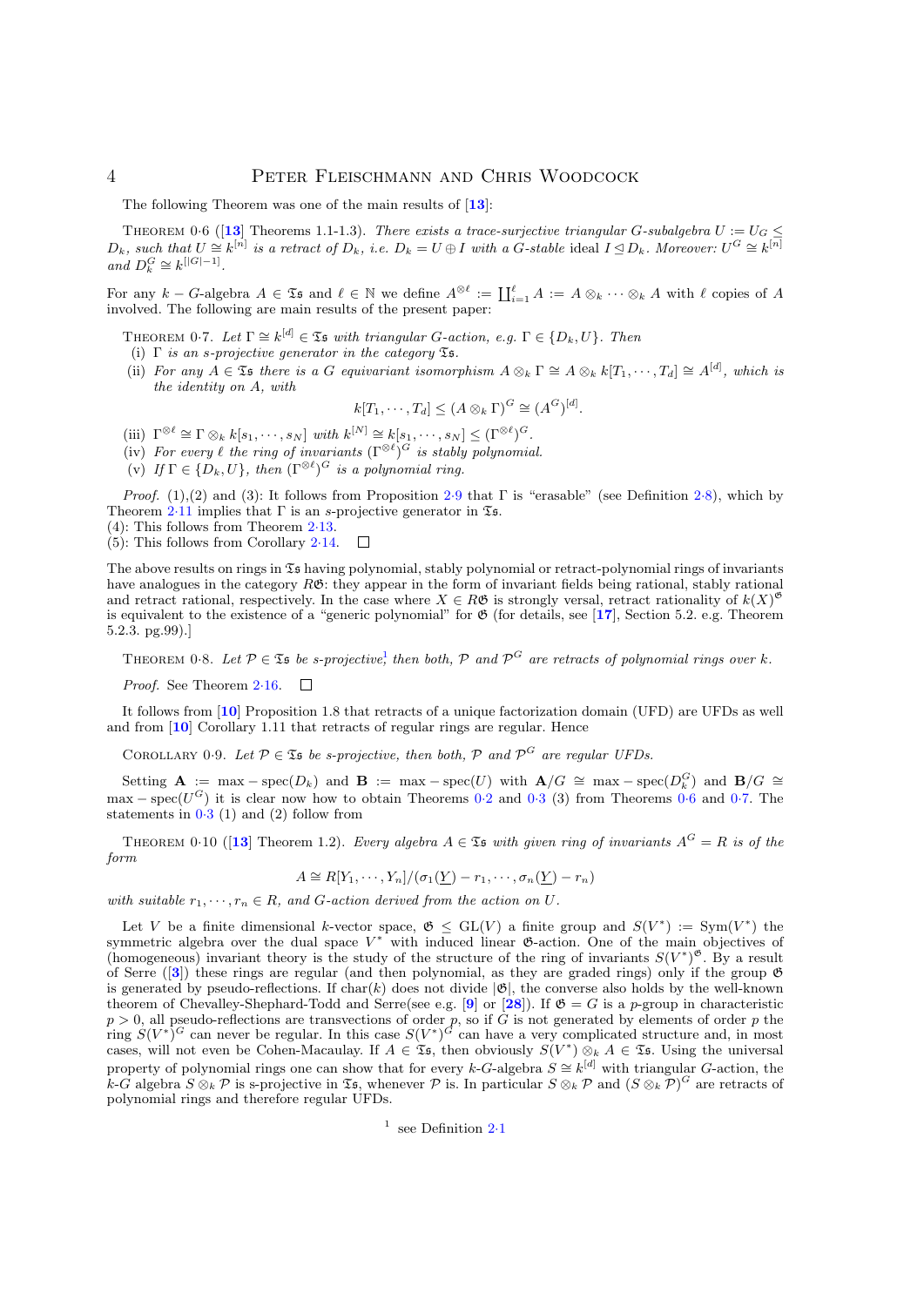The following Theorem was one of the main results of [**13**]:

Theorem 0·6 ([**13**] Theorems 1.1-1.3). *There exists a trace-surjective triangular G-subalgebra $U := U_G \le D_k$, such that $U \cong k^{[n]}$ is a retract of $D_k$, i.e. $D_k = U \oplus I$ with a G-stable ideal $I \trianglelefteq D_k$. Moreover: $U^G \cong k^{[n]}$ and $D_k^G \cong k^{[|G|-1]}$.*

For any $k-G$-algebra $A \in \mathfrak{Ts}$ and $\ell \in \mathbb{N}$ we define $A^{\otimes \ell} := \coprod_{i=1}^{\ell} A := A \otimes_k \cdots \otimes_k A$ with $\ell$ copies of $A$ involved. The following are main results of the present paper:

Theorem 0·7. *Let $\Gamma \cong k^{[d]} \in \mathfrak{Ts}$ with triangular G-action, e.g. $\Gamma \in \{D_k, U\}$. Then*
(i) *$\Gamma$ is an s-projective generator in the category $\mathfrak{Ts}$.*
(ii) *For any $A \in \mathfrak{Ts}$ there is a G equivariant isomorphism $A \otimes_k \Gamma \cong A \otimes_k k[T_1, \cdots, T_d] \cong A^{[d]}$, which is the identity on A, with*
$$k[T_1, \cdots, T_d] \le (A \otimes_k \Gamma)^G \cong (A^G)^{[d]}.$$
(iii) *$\Gamma^{\otimes \ell} \cong \Gamma \otimes_k k[s_1, \cdots, s_N]$ with $k^{[N]} \cong k[s_1, \cdots, s_N] \le (\Gamma^{\otimes \ell})^G$.*
(iv) *For every $\ell$ the ring of invariants $(\Gamma^{\otimes \ell})^G$ is stably polynomial.*
(v) *If $\Gamma \in \{D_k, U\}$, then $(\Gamma^{\otimes \ell})^G$ is a polynomial ring.*

*Proof.* (1),(2) and (3): It follows from Proposition 2·9 that $\Gamma$ is "erasable" (see Definition 2·8), which by Theorem 2·11 implies that $\Gamma$ is an s-projective generator in $\mathfrak{Ts}$.
(4): This follows from Theorem 2·13.
(5): This follows from Corollary 2·14. □

The above results on rings in $\mathfrak{Ts}$ having polynomial, stably polynomial or retract-polynomial rings of invariants have analogues in the category $R\mathfrak{G}$: they appear in the form of invariant fields being rational, stably rational and retract rational, respectively. In the case where $X \in R\mathfrak{G}$ is strongly versal, retract rationality of $k(X)^{\mathfrak{G}}$ is equivalent to the existence of a "generic polynomial" for $\mathfrak{G}$ (for details, see [**17**], Section 5.2. e.g. Theorem 5.2.3. pg.99).]

Theorem 0·8. *Let $\mathcal{P} \in \mathfrak{Ts}$ be s-projective,[1] then both, $\mathcal{P}$ and $\mathcal{P}^G$ are retracts of polynomial rings over k.*

*Proof.* See Theorem 2·16. □

It follows from [**10**] Proposition 1.8 that retracts of a unique factorization domain (UFD) are UFDs as well and from [**10**] Corollary 1.11 that retracts of regular rings are regular. Hence

Corollary 0·9. *Let $\mathcal{P} \in \mathfrak{Ts}$ be s-projective, then both, $\mathcal{P}$ and $\mathcal{P}^G$ are regular UFDs.*

Setting $\mathbf{A} := \max - \operatorname{spec}(D_k)$ and $\mathbf{B} := \max - \operatorname{spec}(U)$ with $\mathbf{A}/G \cong \max - \operatorname{spec}(D_k^G)$ and $\mathbf{B}/G \cong \max - \operatorname{spec}(U^G)$ it is clear now how to obtain Theorems 0·2 and 0·3 (3) from Theorems 0·6 and 0·7. The statements in 0·3 (1) and (2) follow from

Theorem 0·10 ([**13**] Theorem 1.2). *Every algebra $A \in \mathfrak{Ts}$ with given ring of invariants $A^G = R$ is of the form*
$$A \cong R[Y_1, \cdots, Y_n]/(\sigma_1(\underline{Y}) - r_1, \cdots, \sigma_n(\underline{Y}) - r_n)$$
*with suitable $r_1, \cdots, r_n \in R$, and G-action derived from the action on U.*

Let $V$ be a finite dimensional $k$-vector space, $\mathfrak{G} \le \mathrm{GL}(V)$ a finite group and $S(V^*) := \mathrm{Sym}(V^*)$ the symmetric algebra over the dual space $V^*$ with induced linear $\mathfrak{G}$-action. One of the main objectives of (homogeneous) invariant theory is the study of the structure of the ring of invariants $S(V^*)^{\mathfrak{G}}$. By a result of Serre ([**3**]) these rings are regular (and then polynomial, as they are graded rings) only if the group $\mathfrak{G}$ is generated by pseudo-reflections. If char($k$) does not divide $|\mathfrak{G}|$, the converse also holds by the well-known theorem of Chevalley-Shephard-Todd and Serre(see e.g. [**9**] or [**28**]). If $\mathfrak{G} = G$ is a $p$-group in characteristic $p > 0$, all pseudo-reflections are transvections of order $p$, so if $G$ is not generated by elements of order $p$ the ring $S(V^*)^G$ can never be regular. In this case $S(V^*)^G$ can have a very complicated structure and, in most cases, will not even be Cohen-Macaulay. If $A \in \mathfrak{Ts}$, then obviously $S(V^*) \otimes_k A \in \mathfrak{Ts}$. Using the universal property of polynomial rings one can show that for every $k$-$G$-algebra $S \cong k^{[d]}$ with triangular $G$-action, the $k$-$G$ algebra $S \otimes_k \mathcal{P}$ is s-projective in $\mathfrak{Ts}$, whenever $\mathcal{P}$ is. In particular $S \otimes_k \mathcal{P}$ and $(S \otimes_k \mathcal{P})^G$ are retracts of polynomial rings and therefore regular UFDs.

[1] see Definition 2·1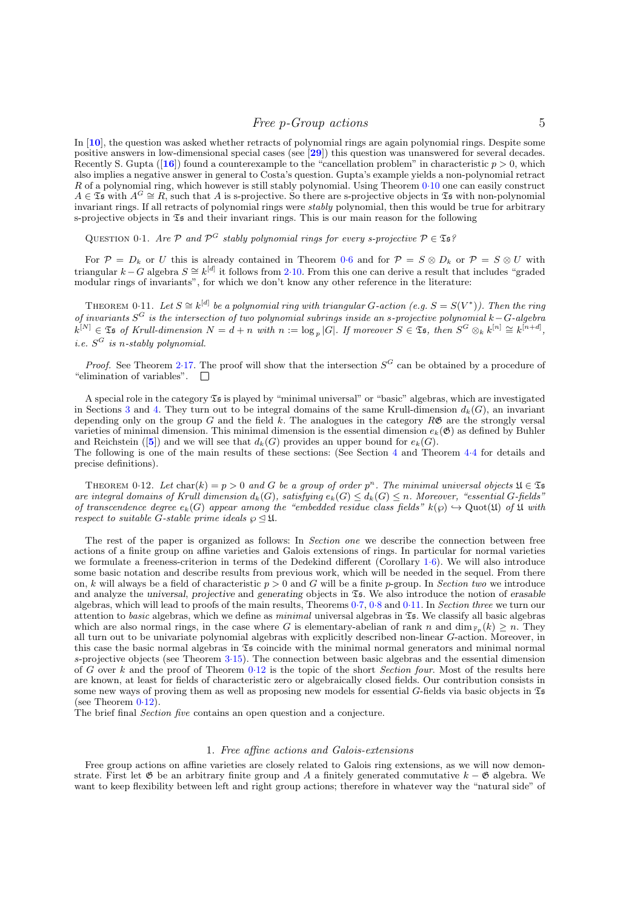In [**10**], the question was asked whether retracts of polynomial rings are again polynomial rings. Despite some positive answers in low-dimensional special cases (see [**29**]) this question was unanswered for several decades. Recently S. Gupta ([**16**]) found a counterexample to the "cancellation problem" in characteristic $p > 0$, which also implies a negative answer in general to Costa's question. Gupta's example yields a non-polynomial retract $R$ of a polynomial ring, which however is still stably polynomial. Using Theorem 0·10 one can easily construct $A \in \mathfrak{Ts}$ with $A^G \cong R$, such that $A$ is s-projective. So there are s-projective objects in $\mathfrak{Ts}$ with non-polynomial invariant rings. If all retracts of polynomial rings were *stably* polynomial, then this would be true for arbitrary s-projective objects in $\mathfrak{Ts}$ and their invariant rings. This is our main reason for the following

QUESTION 0·1. *Are $\mathcal{P}$ and $\mathcal{P}^G$ stably polynomial rings for every s-projective $\mathcal{P} \in \mathfrak{Ts}$?*

For $\mathcal{P} = D_k$ or $U$ this is already contained in Theorem 0·6 and for $\mathcal{P} = S \otimes D_k$ or $\mathcal{P} = S \otimes U$ with triangular $k-G$ algebra $S \cong k^{[d]}$ it follows from 2·10. From this one can derive a result that includes "graded modular rings of invariants", for which we don't know any other reference in the literature:

THEOREM 0·11. *Let $S \cong k^{[d]}$ be a polynomial ring with triangular $G$-action (e.g. $S = S(V^*)$). Then the ring of invariants $S^G$ is the intersection of two polynomial subrings inside an s-projective polynomial $k-G$-algebra $k^{[N]} \in \mathfrak{Ts}$ of Krull-dimension $N = d + n$ with $n := \log_p |G|$. If moreover $S \in \mathfrak{Ts}$, then $S^G \otimes_k k^{[n]} \cong k^{[n+d]}$, i.e. $S^G$ is $n$-stably polynomial.*

*Proof.* See Theorem 2·17. The proof will show that the intersection $S^G$ can be obtained by a procedure of "elimination of variables". □

A special role in the category $\mathfrak{Ts}$ is played by "minimal universal" or "basic" algebras, which are investigated in Sections 3 and 4. They turn out to be integral domains of the same Krull-dimension $d_k(G)$, an invariant depending only on the group $G$ and the field $k$. The analogues in the category $R\mathfrak{G}$ are the strongly versal varieties of minimal dimension. This minimal dimension is the essential dimension $e_k(\mathfrak{G})$ as defined by Buhler and Reichstein ([**5**]) and we will see that $d_k(G)$ provides an upper bound for $e_k(G)$.
The following is one of the main results of these sections: (See Section 4 and Theorem 4·4 for details and precise definitions).

THEOREM 0·12. *Let $\mathrm{char}(k) = p > 0$ and $G$ be a group of order $p^n$. The minimal universal objects $\mathfrak{U} \in \mathfrak{Ts}$ are integral domains of Krull dimension $d_k(G)$, satisfying $e_k(G) \le d_k(G) \le n$. Moreover, "essential $G$-fields" of transcendence degree $e_k(G)$ appear among the "embedded residue class fields" $k(\wp) \hookrightarrow \mathrm{Quot}(\mathfrak{U})$ of $\mathfrak{U}$ with respect to suitable $G$-stable prime ideals $\wp \trianglelefteq \mathfrak{U}$.*

The rest of the paper is organized as follows: In *Section one* we describe the connection between free actions of a finite group on affine varieties and Galois extensions of rings. In particular for normal varieties we formulate a freeness-criterion in terms of the Dedekind different (Corollary 1·6). We will also introduce some basic notation and describe results from previous work, which will be needed in the sequel. From there on, $k$ will always be a field of characteristic $p > 0$ and $G$ will be a finite $p$-group. In *Section two* we introduce and analyze the *universal*, *projective* and *generating* objects in $\mathfrak{Ts}$. We also introduce the notion of *erasable* algebras, which will lead to proofs of the main results, Theorems 0·7, 0·8 and 0·11. In *Section three* we turn our attention to *basic* algebras, which we define as *minimal* universal algebras in $\mathfrak{Ts}$. We classify all basic algebras which are also normal rings, in the case where $G$ is elementary-abelian of rank $n$ and $\dim_{\mathbb{F}_p}(k) \ge n$. They all turn out to be univariate polynomial algebras with explicitly described non-linear $G$-action. Moreover, in this case the basic normal algebras in $\mathfrak{Ts}$ coincide with the minimal normal generators and minimal normal $s$-projective objects (see Theorem 3·15). The connection between basic algebras and the essential dimension of $G$ over $k$ and the proof of Theorem 0·12 is the topic of the short *Section four*. Most of the results here are known, at least for fields of characteristic zero or algebraically closed fields. Our contribution consists in some new ways of proving them as well as proposing new models for essential $G$-fields via basic objects in $\mathfrak{Ts}$ (see Theorem 0·12).
The brief final *Section five* contains an open question and a conjecture.

## 1. *Free affine actions and Galois-extensions*

Free group actions on affine varieties are closely related to Galois ring extensions, as we will now demonstrate. First let $\mathfrak{G}$ be an arbitrary finite group and $A$ a finitely generated commutative $k - \mathfrak{G}$ algebra. We want to keep flexibility between left and right group actions; therefore in whatever way the "natural side" of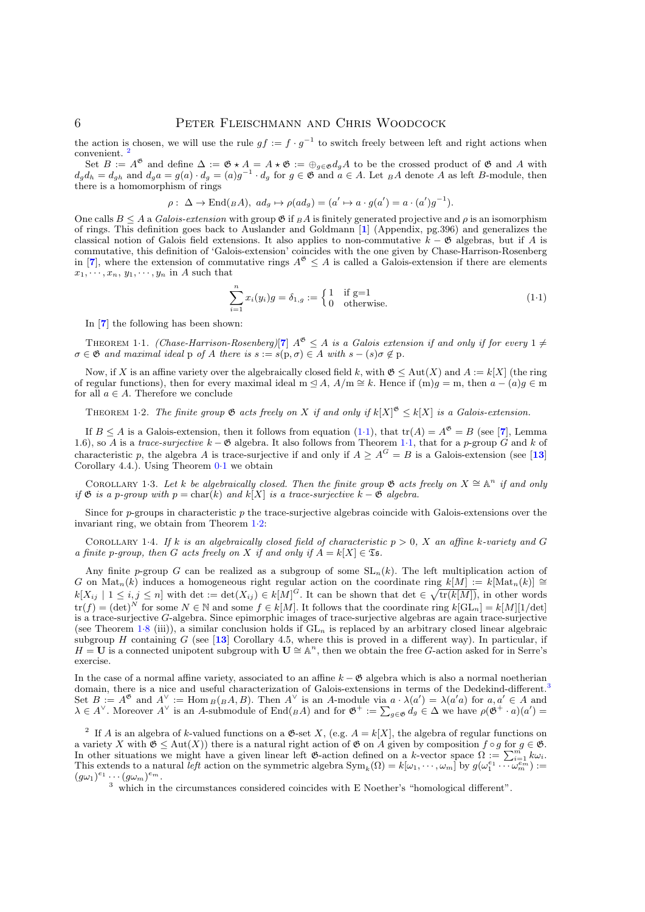the action is chosen, we will use the rule $gf := f \cdot g^{-1}$ to switch freely between left and right actions when convenient. [2]

Set $B := A^{\mathfrak{G}}$ and define $\Delta := \mathfrak{G} \star A = A \star \mathfrak{G} := \oplus_{g \in \mathfrak{G}} d_g A$ to be the crossed product of $\mathfrak{G}$ and $A$ with $d_g d_h = d_{gh}$ and $d_g a = g(a) \cdot d_g = (a)g^{-1} \cdot d_g$ for $g \in \mathfrak{G}$ and $a \in A$. Let ${}_BA$ denote $A$ as left $B$-module, then there is a homomorphism of rings

$$\rho : \ \Delta \to \mathrm{End}({}_BA), \ ad_g \mapsto \rho(ad_g) = (a' \mapsto a \cdot g(a') = a \cdot (a')g^{-1}).$$

One calls $B \leq A$ a *Galois-extension* with group $\mathfrak{G}$ if ${}_BA$ is finitely generated projective and $\rho$ is an isomorphism of rings. This definition goes back to Auslander and Goldmann [1] (Appendix, pg.396) and generalizes the classical notion of Galois field extensions. It also applies to non-commutative $k - \mathfrak{G}$ algebras, but if $A$ is commutative, this definition of 'Galois-extension' coincides with the one given by Chase-Harrison-Rosenberg in [7], where the extension of commutative rings $A^{\mathfrak{G}} \leq A$ is called a Galois-extension if there are elements $x_1, \cdots, x_n, y_1, \cdots, y_n$ in $A$ such that

$$\sum_{i=1}^{n} x_i (y_i) g = \delta_{1,g} := \begin{cases} 1 & \text{if g=1} \\ 0 & \text{otherwise.} \end{cases} \tag{1·1}$$

In [7] the following has been shown:

THEOREM 1·1. *(Chase-Harrison-Rosenberg)*[7] *$A^{\mathfrak{G}} \leq A$ is a Galois extension if and only if for every $1 \neq \sigma \in \mathfrak{G}$ and maximal ideal $\mathrm{p}$ of $A$ there is $s := s(\mathrm{p}, \sigma) \in A$ with $s - (s)\sigma \notin \mathrm{p}$.*

Now, if $X$ is an affine variety over the algebraically closed field $k$, with $\mathfrak{G} \leq \mathrm{Aut}(X)$ and $A := k[X]$ (the ring of regular functions), then for every maximal ideal $\mathrm{m} \trianglelefteq A$, $A/\mathrm{m} \cong k$. Hence if $(\mathrm{m})g = \mathrm{m}$, then $a - (a)g \in \mathrm{m}$ for all $a \in A$. Therefore we conclude

THEOREM 1·2. *The finite group $\mathfrak{G}$ acts freely on $X$ if and only if $k[X]^{\mathfrak{G}} \leq k[X]$ is a Galois-extension.*

If $B \leq A$ is a Galois-extension, then it follows from equation (1·1), that $\mathrm{tr}(A) = A^{\mathfrak{G}} = B$ (see [7], Lemma 1.6), so $A$ is a *trace-surjective* $k - \mathfrak{G}$ algebra. It also follows from Theorem 1·1, that for a $p$-group $G$ and $k$ of characteristic $p$, the algebra $A$ is trace-surjective if and only if $A \geq A^G = B$ is a Galois-extension (see [13] Corollary 4.4.). Using Theorem 0·1 we obtain

COROLLARY 1·3. *Let $k$ be algebraically closed. Then the finite group $\mathfrak{G}$ acts freely on $X \cong \mathbb{A}^n$ if and only if $\mathfrak{G}$ is a $p$-group with $p = \mathrm{char}(k)$ and $k[X]$ is a trace-surjective $k - \mathfrak{G}$ algebra.*

Since for $p$-groups in characteristic $p$ the trace-surjective algebras coincide with Galois-extensions over the invariant ring, we obtain from Theorem 1·2:

COROLLARY 1·4. *If $k$ is an algebraically closed field of characteristic $p > 0$, $X$ an affine $k$-variety and $G$ a finite $p$-group, then $G$ acts freely on $X$ if and only if $A = k[X] \in \mathfrak{Ts}$.*

Any finite $p$-group $G$ can be realized as a subgroup of some $\mathrm{SL}_n(k)$. The left multiplication action of $G$ on $\mathrm{Mat}_n(k)$ induces a homogeneous right regular action on the coordinate ring $k[M] := k[\mathrm{Mat}_n(k)] \cong k[X_{ij} \mid 1 \leq i, j \leq n]$ with $\det := \det(X_{ij}) \in k[M]^G$. It can be shown that $\det \in \sqrt{\mathrm{tr}(k[M])}$, in other words $\mathrm{tr}(f) = (\det)^N$ for some $N \in \mathbb{N}$ and some $f \in k[M]$. It follows that the coordinate ring $k[\mathrm{GL}_n] = k[M][1/\det]$ is a trace-surjective $G$-algebra. Since epimorphic images of trace-surjective algebras are again trace-surjective (see Theorem 1·8 (iii)), a similar conclusion holds if $\mathrm{GL}_n$ is replaced by an arbitrary closed linear algebraic subgroup $H$ containing $G$ (see [13] Corollary 4.5, where this is proved in a different way). In particular, if $H = \mathbf{U}$ is a connected unipotent subgroup with $\mathbf{U} \cong \mathbb{A}^n$, then we obtain the free $G$-action asked for in Serre's exercise.

In the case of a normal affine variety, associated to an affine $k - \mathfrak{G}$ algebra which is also a normal noetherian domain, there is a nice and useful characterization of Galois-extensions in terms of the Dedekind-different. [3] Set $B := A^{\mathfrak{G}}$ and $A^\vee := \mathrm{Hom}_B({}_BA, B)$. Then $A^\vee$ is an $A$-module via $a \cdot \lambda(a') = \lambda(a'a)$ for $a, a' \in A$ and $\lambda \in A^\vee$. Moreover $A^\vee$ is an $A$-submodule of $\mathrm{End}({}_BA)$ and for $\mathfrak{G}^+ := \sum_{g \in \mathfrak{G}} d_g \in \Delta$ we have $\rho(\mathfrak{G}^+ \cdot a)(a') =$

[2] If $A$ is an algebra of $k$-valued functions on a $\mathfrak{G}$-set $X$, (e.g. $A = k[X]$, the algebra of regular functions on a variety $X$ with $\mathfrak{G} \leq \mathrm{Aut}(X)$) there is a natural right action of $\mathfrak{G}$ on $A$ given by composition $f \circ g$ for $g \in \mathfrak{G}$. In other situations we might have a given linear left $\mathfrak{G}$-action defined on a $k$-vector space $\Omega := \sum_{i=1}^{m} k\omega_i$. This extends to a natural *left* action on the symmetric algebra $\mathrm{Sym}_k(\Omega) = k[\omega_1, \cdots, \omega_m]$ by $g(\omega_1^{e_1} \cdots \omega_m^{e_m}) := (g\omega_1)^{e_1} \cdots (g\omega_m)^{e_m}$.

[3] which in the circumstances considered coincides with E Noether's "homological different".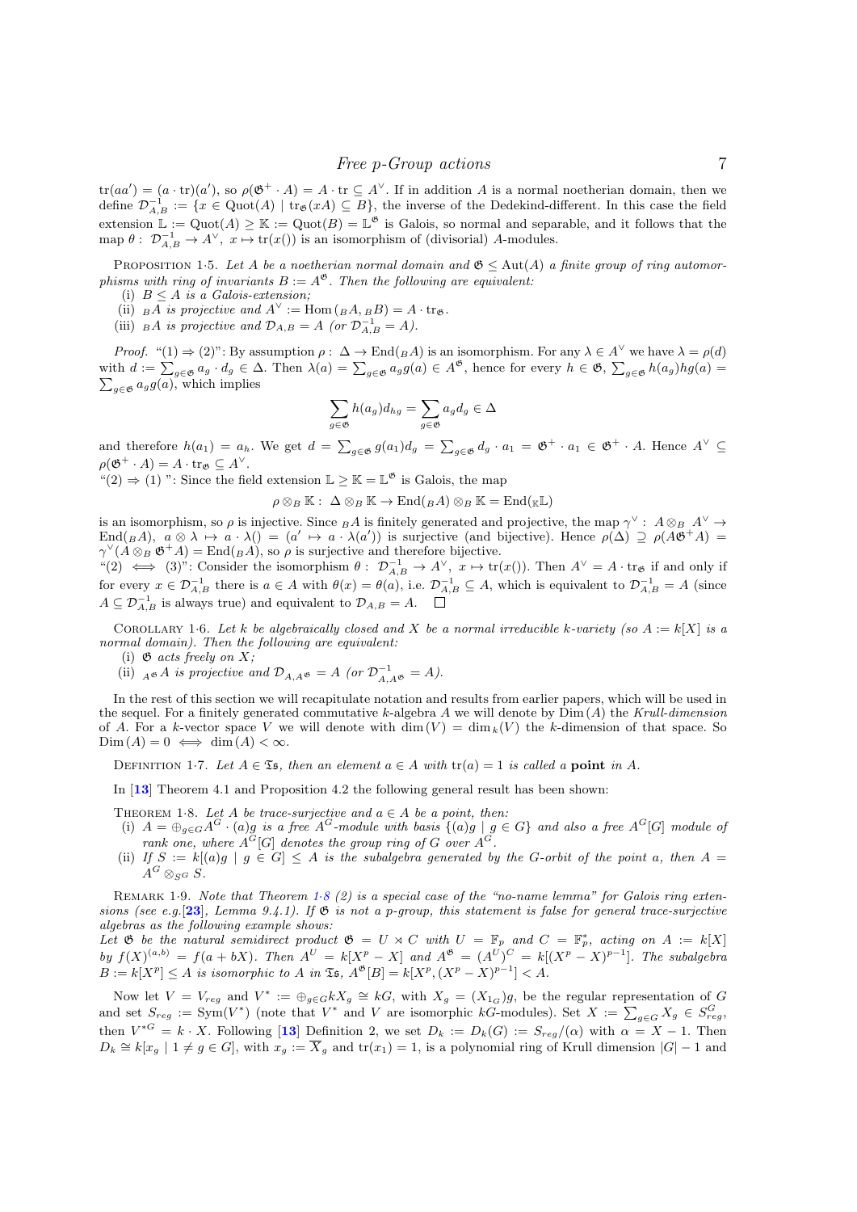$\mathrm{tr}(aa') = (a \cdot \mathrm{tr})(a')$, so $\rho(\mathfrak{G}^+ \cdot A) = A \cdot \mathrm{tr} \subseteq A^\vee$. If in addition $A$ is a normal noetherian domain, then we define $\mathcal{D}_{A,B}^{-1} := \{x \in \mathrm{Quot}(A) \mid \mathrm{tr}_{\mathfrak{G}}(xA) \subseteq B\}$, the inverse of the Dedekind-different. In this case the field extension $\mathbb{L} := \mathrm{Quot}(A) \geq \mathbb{K} := \mathrm{Quot}(B) = \mathbb{L}^{\mathfrak{G}}$ is Galois, so normal and separable, and it follows that the map $\theta: \mathcal{D}_{A,B}^{-1} \to A^\vee,\ x \mapsto \mathrm{tr}(x())$ is an isomorphism of (divisorial) $A$-modules.

Proposition 1·5. *Let $A$ be a noetherian normal domain and $\mathfrak{G} \leq \mathrm{Aut}(A)$ a finite group of ring automorphisms with ring of invariants $B := A^{\mathfrak{G}}$. Then the following are equivalent:*

(i) *$B \leq A$ is a Galois-extension;*

(ii) *${}_BA$ is projective and $A^\vee := \mathrm{Hom}\,({}_BA, {}_BB) = A \cdot \mathrm{tr}_{\mathfrak{G}}$.*

(iii) *${}_BA$ is projective and $\mathcal{D}_{A,B} = A$ (or $\mathcal{D}_{A,B}^{-1} = A$).*

*Proof.* "(1) $\Rightarrow$ (2)": By assumption $\rho: \Delta \to \mathrm{End}({}_BA)$ is an isomorphism. For any $\lambda \in A^\vee$ we have $\lambda = \rho(d)$ with $d := \sum_{g\in\mathfrak{G}} a_g \cdot d_g \in \Delta$. Then $\lambda(a) = \sum_{g\in\mathfrak{G}} a_g g(a) \in A^{\mathfrak{G}}$, hence for every $h \in \mathfrak{G}$, $\sum_{g\in\mathfrak{G}} h(a_g)hg(a) = \sum_{g\in\mathfrak{G}} a_g g(a)$, which implies

$$\sum_{g\in\mathfrak{G}} h(a_g) d_{hg} = \sum_{g\in\mathfrak{G}} a_g d_g \in \Delta$$

and therefore $h(a_1) = a_h$. We get $d = \sum_{g\in\mathfrak{G}} g(a_1) d_g = \sum_{g\in\mathfrak{G}} d_g \cdot a_1 = \mathfrak{G}^+ \cdot a_1 \in \mathfrak{G}^+ \cdot A$. Hence $A^\vee \subseteq \rho(\mathfrak{G}^+ \cdot A) = A \cdot \mathrm{tr}_{\mathfrak{G}} \subseteq A^\vee$.

"(2) $\Rightarrow$ (1) ": Since the field extension $\mathbb{L} \geq \mathbb{K} = \mathbb{L}^{\mathfrak{G}}$ is Galois, the map

$$\rho \otimes_B \mathbb{K}: \ \Delta \otimes_B \mathbb{K} \to \mathrm{End}({}_BA) \otimes_B \mathbb{K} = \mathrm{End}({}_{\mathbb{K}}\mathbb{L})$$

is an isomorphism, so $\rho$ is injective. Since ${}_BA$ is finitely generated and projective, the map $\gamma^\vee: A \otimes_B A^\vee \to \mathrm{End}({}_BA)$, $a \otimes \lambda \mapsto a \cdot \lambda() = (a' \mapsto a \cdot \lambda(a'))$ is surjective (and bijective). Hence $\rho(\Delta) \supseteq \rho(A\mathfrak{G}^+A) = \gamma^\vee(A \otimes_B \mathfrak{G}^+A) = \mathrm{End}({}_BA)$, so $\rho$ is surjective and therefore bijective.

"(2) $\iff$ (3)": Consider the isomorphism $\theta: \mathcal{D}_{A,B}^{-1} \to A^\vee,\ x \mapsto \mathrm{tr}(x())$. Then $A^\vee = A \cdot \mathrm{tr}_{\mathfrak{G}}$ if and only if for every $x \in \mathcal{D}_{A,B}^{-1}$ there is $a \in A$ with $\theta(x) = \theta(a)$, i.e. $\mathcal{D}_{A,B}^{-1} \subseteq A$, which is equivalent to $\mathcal{D}_{A,B}^{-1} = A$ (since $A \subseteq \mathcal{D}_{A,B}^{-1}$ is always true) and equivalent to $\mathcal{D}_{A,B} = A$. $\square$

Corollary 1·6. *Let $k$ be algebraically closed and $X$ be a normal irreducible $k$-variety (so $A := k[X]$ is a normal domain). Then the following are equivalent:*

(i) *$\mathfrak{G}$ acts freely on $X$;*

(ii) *${}_{A^{\mathfrak{G}}}A$ is projective and $\mathcal{D}_{A,A^{\mathfrak{G}}} = A$ (or $\mathcal{D}_{A,A^{\mathfrak{G}}}^{-1} = A$).*

In the rest of this section we will recapitulate notation and results from earlier papers, which will be used in the sequel. For a finitely generated commutative $k$-algebra $A$ we will denote by $\mathrm{Dim}\,(A)$ the *Krull-dimension* of $A$. For a $k$-vector space $V$ we will denote with $\dim(V) = \dim_k(V)$ the $k$-dimension of that space. So $\mathrm{Dim}\,(A) = 0 \iff \dim(A) < \infty$.

Definition 1·7. *Let $A \in \mathfrak{Ts}$, then an element $a \in A$ with $\mathrm{tr}(a) = 1$ is called a* **point** *in $A$.*

In [13] Theorem 4.1 and Proposition 4.2 the following general result has been shown:

Theorem 1·8. *Let $A$ be trace-surjective and $a \in A$ be a point, then:*

(i) *$A = \oplus_{g\in G} A^G \cdot (a)g$ is a free $A^G$-module with basis $\{(a)g \mid g \in G\}$ and also a free $A^G[G]$ module of rank one, where $A^G[G]$ denotes the group ring of $G$ over $A^G$.*

(ii) *If $S := k[(a)g \mid g \in G] \leq A$ is the subalgebra generated by the $G$-orbit of the point $a$, then $A = A^G \otimes_{S^G} S$.*

Remark 1·9. *Note that Theorem 1·8 (2) is a special case of the "no-name lemma" for Galois ring extensions (see e.g.[23], Lemma 9.4.1). If $\mathfrak{G}$ is not a $p$-group, this statement is false for general trace-surjective algebras as the following example shows:*

*Let $\mathfrak{G}$ be the natural semidirect product $\mathfrak{G} = U \rtimes C$ with $U = \mathbb{F}_p$ and $C = \mathbb{F}_p^*$, acting on $A := k[X]$ by $f(X)^{(a,b)} = f(a + bX)$. Then $A^U = k[X^p - X]$ and $A^{\mathfrak{G}} = (A^U)^C = k[(X^p - X)^{p-1}]$. The subalgebra $B := k[X^p] \leq A$ is isomorphic to $A$ in $\mathfrak{Ts}$, $A^{\mathfrak{G}}[B] = k[X^p, (X^p - X)^{p-1}] < A$.*

Now let $V = V_{reg}$ and $V^* := \oplus_{g\in G} kX_g \cong kG$, with $X_g = (X_{1_G})g$, be the regular representation of $G$ and set $S_{reg} := \mathrm{Sym}(V^*)$ (note that $V^*$ and $V$ are isomorphic $kG$-modules). Set $X := \sum_{g\in G} X_g \in S_{reg}^G$, then $V^{*G} = k \cdot X$. Following [13] Definition 2, we set $D_k := D_k(G) := S_{reg}/(\alpha)$ with $\alpha = X - 1$. Then $D_k \cong k[x_g \mid 1 \neq g \in G]$, with $x_g := \overline{X}_g$ and $\mathrm{tr}(x_1) = 1$, is a polynomial ring of Krull dimension $|G| - 1$ and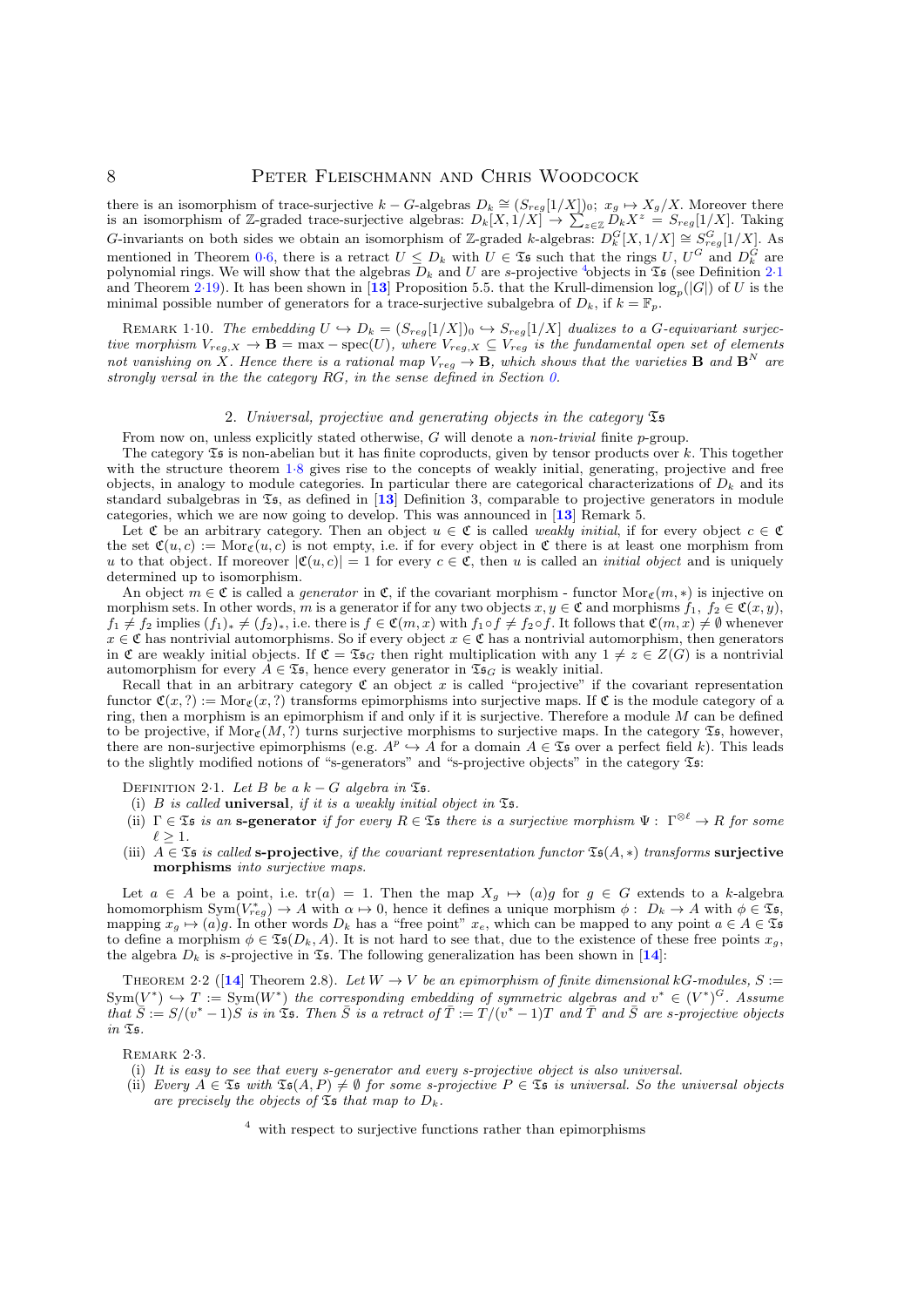there is an isomorphism of trace-surjective $k-G$-algebras $D_k \cong (S_{reg}[1/X])_0;\ x_g \mapsto X_g/X$. Moreover there is an isomorphism of $\mathbb{Z}$-graded trace-surjective algebras: $D_k[X, 1/X] \to \sum_{z\in\mathbb{Z}} D_k X^z = S_{reg}[1/X]$. Taking $G$-invariants on both sides we obtain an isomorphism of $\mathbb{Z}$-graded $k$-algebras: $D_k^G[X, 1/X] \cong S_{reg}^G[1/X]$. As mentioned in Theorem 0·6, there is a retract $U \leq D_k$ with $U \in \mathfrak{Ts}$ such that the rings $U$, $U^G$ and $D_k^G$ are polynomial rings. We will show that the algebras $D_k$ and $U$ are $s$-projective [4] objects in $\mathfrak{Ts}$ (see Definition 2·1 and Theorem 2·19). It has been shown in [**13**] Proposition 5.5. that the Krull-dimension $\log_p(|G|)$ of $U$ is the minimal possible number of generators for a trace-surjective subalgebra of $D_k$, if $k = \mathbb{F}_p$.

Remark 1·10. *The embedding $U \hookrightarrow D_k = (S_{reg}[1/X])_0 \hookrightarrow S_{reg}[1/X]$ dualizes to a $G$-equivariant surjective morphism $V_{reg,X} \to \mathbf{B} = \max - \operatorname{spec}(U)$, where $V_{reg,X} \subseteq V_{reg}$ is the fundamental open set of elements not vanishing on $X$. Hence there is a rational map $V_{reg} \to \mathbf{B}$, which shows that the varieties $\mathbf{B}$ and $\mathbf{B}^N$ are strongly versal in the the category $RG$, in the sense defined in Section 0.*

## 2. *Universal, projective and generating objects in the category $\mathfrak{Ts}$*

From now on, unless explicitly stated otherwise, $G$ will denote a *non-trivial* finite $p$-group.

The category $\mathfrak{Ts}$ is non-abelian but it has finite coproducts, given by tensor products over $k$. This together with the structure theorem 1·8 gives rise to the concepts of weakly initial, generating, projective and free objects, in analogy to module categories. In particular there are categorical characterizations of $D_k$ and its standard subalgebras in $\mathfrak{Ts}$, as defined in [**13**] Definition 3, comparable to projective generators in module categories, which we are now going to develop. This was announced in [**13**] Remark 5.

Let $\mathfrak{C}$ be an arbitrary category. Then an object $u \in \mathfrak{C}$ is called *weakly initial*, if for every object $c \in \mathfrak{C}$ the set $\mathfrak{C}(u, c) := \operatorname{Mor}_{\mathfrak{C}}(u, c)$ is not empty, i.e. if for every object in $\mathfrak{C}$ there is at least one morphism from $u$ to that object. If moreover $|\mathfrak{C}(u, c)| = 1$ for every $c \in \mathfrak{C}$, then $u$ is called an *initial object* and is uniquely determined up to isomorphism.

An object $m \in \mathfrak{C}$ is called a *generator* in $\mathfrak{C}$, if the covariant morphism - functor $\operatorname{Mor}_{\mathfrak{C}}(m, *)$ is injective on morphism sets. In other words, $m$ is a generator if for any two objects $x, y \in \mathfrak{C}$ and morphisms $f_1,\ f_2 \in \mathfrak{C}(x, y)$, $f_1 \neq f_2$ implies $(f_1)_* \neq (f_2)_*$, i.e. there is $f \in \mathfrak{C}(m, x)$ with $f_1 \circ f \neq f_2 \circ f$. It follows that $\mathfrak{C}(m, x) \neq \emptyset$ whenever $x \in \mathfrak{C}$ has nontrivial automorphisms. So if every object $x \in \mathfrak{C}$ has a nontrivial automorphism, then generators in $\mathfrak{C}$ are weakly initial objects. If $\mathfrak{C} = \mathfrak{Ts}_G$ then right multiplication with any $1 \neq z \in Z(G)$ is a nontrivial automorphism for every $A \in \mathfrak{Ts}$, hence every generator in $\mathfrak{Ts}_G$ is weakly initial.

Recall that in an arbitrary category $\mathfrak{C}$ an object $x$ is called "projective" if the covariant representation functor $\mathfrak{C}(x, ?) := \operatorname{Mor}_{\mathfrak{C}}(x, ?)$ transforms epimorphisms into surjective maps. If $\mathfrak{C}$ is the module category of a ring, then a morphism is an epimorphism if and only if it is surjective. Therefore a module $M$ can be defined to be projective, if $\operatorname{Mor}_{\mathfrak{C}}(M, ?)$ turns surjective morphisms to surjective maps. In the category $\mathfrak{Ts}$, however, there are non-surjective epimorphisms (e.g. $A^p \hookrightarrow A$ for a domain $A \in \mathfrak{Ts}$ over a perfect field $k$). This leads to the slightly modified notions of "s-generators" and "s-projective objects" in the category $\mathfrak{Ts}$:

Definition 2·1. *Let $B$ be a $k-G$ algebra in $\mathfrak{Ts}$.*

(i) *$B$ is called* **universal**, *if it is a weakly initial object in $\mathfrak{Ts}$.*

(ii) *$\Gamma \in \mathfrak{Ts}$ is an* **s-generator** *if for every $R \in \mathfrak{Ts}$ there is a surjective morphism $\Psi :\ \Gamma^{\otimes \ell} \to R$ for some $\ell \geq 1$.*

(iii) *$A \in \mathfrak{Ts}$ is called* **s-projective**, *if the covariant representation functor $\mathfrak{Ts}(A, *)$ transforms* **surjective morphisms** *into surjective maps.*

Let $a \in A$ be a point, i.e. $\operatorname{tr}(a) = 1$. Then the map $X_g \mapsto (a)g$ for $g \in G$ extends to a $k$-algebra homomorphism $\operatorname{Sym}(V_{reg}^*) \to A$ with $\alpha \mapsto 0$, hence it defines a unique morphism $\phi :\ D_k \to A$ with $\phi \in \mathfrak{Ts}$, mapping $x_g \mapsto (a)g$. In other words $D_k$ has a "free point" $x_e$, which can be mapped to any point $a \in A \in \mathfrak{Ts}$ to define a morphism $\phi \in \mathfrak{Ts}(D_k, A)$. It is not hard to see that, due to the existence of these free points $x_g$, the algebra $D_k$ is $s$-projective in $\mathfrak{Ts}$. The following generalization has been shown in [**14**]:

Theorem 2·2 ([**14**] Theorem 2.8). *Let $W \to V$ be an epimorphism of finite dimensional $kG$-modules, $S := \operatorname{Sym}(V^*) \hookrightarrow T := \operatorname{Sym}(W^*)$ the corresponding embedding of symmetric algebras and $v^* \in (V^*)^G$. Assume that $\bar{S} := S/(v^* - 1)S$ is in $\mathfrak{Ts}$. Then $\bar{S}$ is a retract of $\bar{T} := T/(v^* - 1)T$ and $\bar{T}$ and $\bar{S}$ are s-projective objects in $\mathfrak{Ts}$.*

Remark 2·3.

(i) *It is easy to see that every s-generator and every s-projective object is also universal.*

(ii) *Every $A \in \mathfrak{Ts}$ with $\mathfrak{Ts}(A, P) \neq \emptyset$ for some s-projective $P \in \mathfrak{Ts}$ is universal. So the universal objects are precisely the objects of $\mathfrak{Ts}$ that map to $D_k$.*

[4] with respect to surjective functions rather than epimorphisms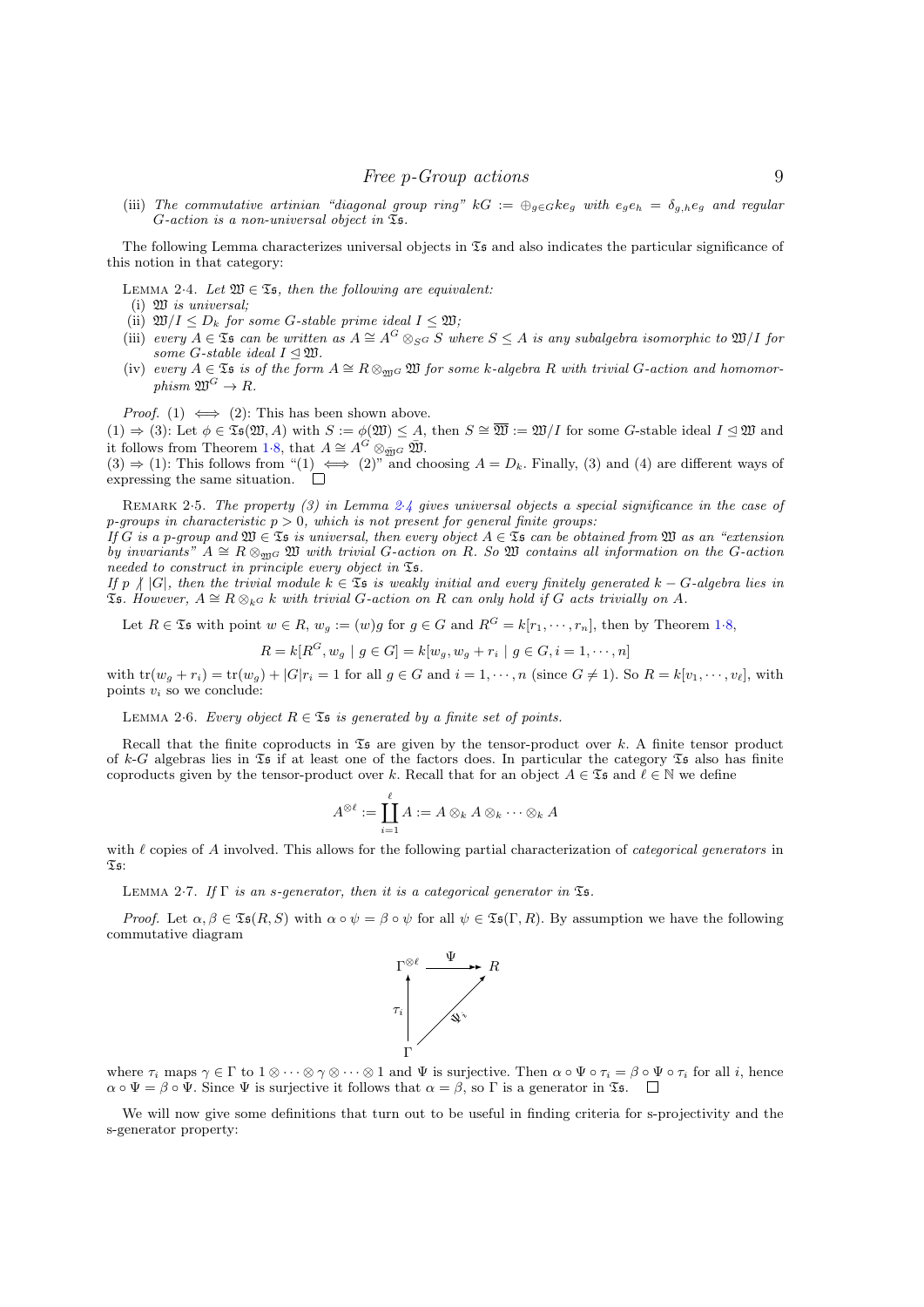(iii) *The commutative artinian "diagonal group ring" $kG := \oplus_{g\in G} ke_g$ with $e_g e_h = \delta_{g,h} e_g$ and regular $G$-action is a non-universal object in $\mathfrak{Ts}$.*

The following Lemma characterizes universal objects in $\mathfrak{Ts}$ and also indicates the particular significance of this notion in that category:

Lemma 2·4. *Let $\mathfrak{W} \in \mathfrak{Ts}$, then the following are equivalent:*

(i) *$\mathfrak{W}$ is universal;*

(ii) *$\mathfrak{W}/I \le D_k$ for some $G$-stable prime ideal $I \le \mathfrak{W}$;*

(iii) *every $A \in \mathfrak{Ts}$ can be written as $A \cong A^G \otimes_{S^G} S$ where $S \le A$ is any subalgebra isomorphic to $\mathfrak{W}/I$ for some $G$-stable ideal $I \trianglelefteq \mathfrak{W}$.*

(iv) *every $A \in \mathfrak{Ts}$ is of the form $A \cong R \otimes_{\mathfrak{W}^G} \mathfrak{W}$ for some $k$-algebra $R$ with trivial $G$-action and homomorphism $\mathfrak{W}^G \to R$.*

*Proof.* (1) $\iff$ (2): This has been shown above.
(1) $\Rightarrow$ (3): Let $\phi \in \mathfrak{Ts}(\mathfrak{W}, A)$ with $S := \phi(\mathfrak{W}) \le A$, then $S \cong \overline{\mathfrak{W}} := \mathfrak{W}/I$ for some $G$-stable ideal $I \trianglelefteq \mathfrak{W}$ and it follows from Theorem 1·8, that $A \cong A^G \otimes_{\overline{\mathfrak{W}}^G} \overline{\mathfrak{W}}$.
(3) $\Rightarrow$ (1): This follows from "(1) $\iff$ (2)" and choosing $A = D_k$. Finally, (3) and (4) are different ways of expressing the same situation. $\square$

Remark 2·5. *The property (3) in Lemma 2·4 gives universal objects a special significance in the case of $p$-groups in characteristic $p > 0$, which is not present for general finite groups:*
*If $G$ is a $p$-group and $\mathfrak{W} \in \mathfrak{Ts}$ is universal, then every object $A \in \mathfrak{Ts}$ can be obtained from $\mathfrak{W}$ as an "extension by invariants" $A \cong R \otimes_{\mathfrak{W}^G} \mathfrak{W}$ with trivial $G$-action on $R$. So $\mathfrak{W}$ contains all information on the $G$-action needed to construct in principle every object in $\mathfrak{Ts}$.*
*If $p \not| \, |G|$, then the trivial module $k \in \mathfrak{Ts}$ is weakly initial and every finitely generated $k-G$-algebra lies in $\mathfrak{Ts}$. However, $A \cong R \otimes_{k^G} k$ with trivial $G$-action on $R$ can only hold if $G$ acts trivially on $A$.*

Let $R \in \mathfrak{Ts}$ with point $w \in R$, $w_g := (w)g$ for $g \in G$ and $R^G = k[r_1, \cdots, r_n]$, then by Theorem 1·8,

$$R = k[R^G, w_g \mid g \in G] = k[w_g, w_g + r_i \mid g \in G, i = 1, \cdots, n]$$

with $\mathrm{tr}(w_g + r_i) = \mathrm{tr}(w_g) + |G| r_i = 1$ for all $g \in G$ and $i = 1, \cdots, n$ (since $G \ne 1$). So $R = k[v_1, \cdots, v_\ell]$, with points $v_i$ so we conclude:

Lemma 2·6. *Every object $R \in \mathfrak{Ts}$ is generated by a finite set of points.*

Recall that the finite coproducts in $\mathfrak{Ts}$ are given by the tensor-product over $k$. A finite tensor product of $k$-$G$ algebras lies in $\mathfrak{Ts}$ if at least one of the factors does. In particular the category $\mathfrak{Ts}$ also has finite coproducts given by the tensor-product over $k$. Recall that for an object $A \in \mathfrak{Ts}$ and $\ell \in \mathbb{N}$ we define

$$A^{\otimes \ell} := \coprod_{i=1}^{\ell} A := A \otimes_k A \otimes_k \cdots \otimes_k A$$

with $\ell$ copies of $A$ involved. This allows for the following partial characterization of *categorical generators* in $\mathfrak{Ts}$:

Lemma 2·7. *If $\Gamma$ is an s-generator, then it is a categorical generator in $\mathfrak{Ts}$.*

*Proof.* Let $\alpha, \beta \in \mathfrak{Ts}(R, S)$ with $\alpha \circ \psi = \beta \circ \psi$ for all $\psi \in \mathfrak{Ts}(\Gamma, R)$. By assumption we have the following commutative diagram

$$\begin{array}{ccc} \Gamma^{\otimes \ell} & \xrightarrow{\ \Psi\ } & R \\ {\scriptstyle \tau_i}\uparrow & \nearrow_{\Psi_i} & \\ \Gamma & & \end{array}$$

where $\tau_i$ maps $\gamma \in \Gamma$ to $1 \otimes \cdots \otimes \gamma \otimes \cdots \otimes 1$ and $\Psi$ is surjective. Then $\alpha \circ \Psi \circ \tau_i = \beta \circ \Psi \circ \tau_i$ for all $i$, hence $\alpha \circ \Psi = \beta \circ \Psi$. Since $\Psi$ is surjective it follows that $\alpha = \beta$, so $\Gamma$ is a generator in $\mathfrak{Ts}$. $\square$

We will now give some definitions that turn out to be useful in finding criteria for s-projectivity and the s-generator property: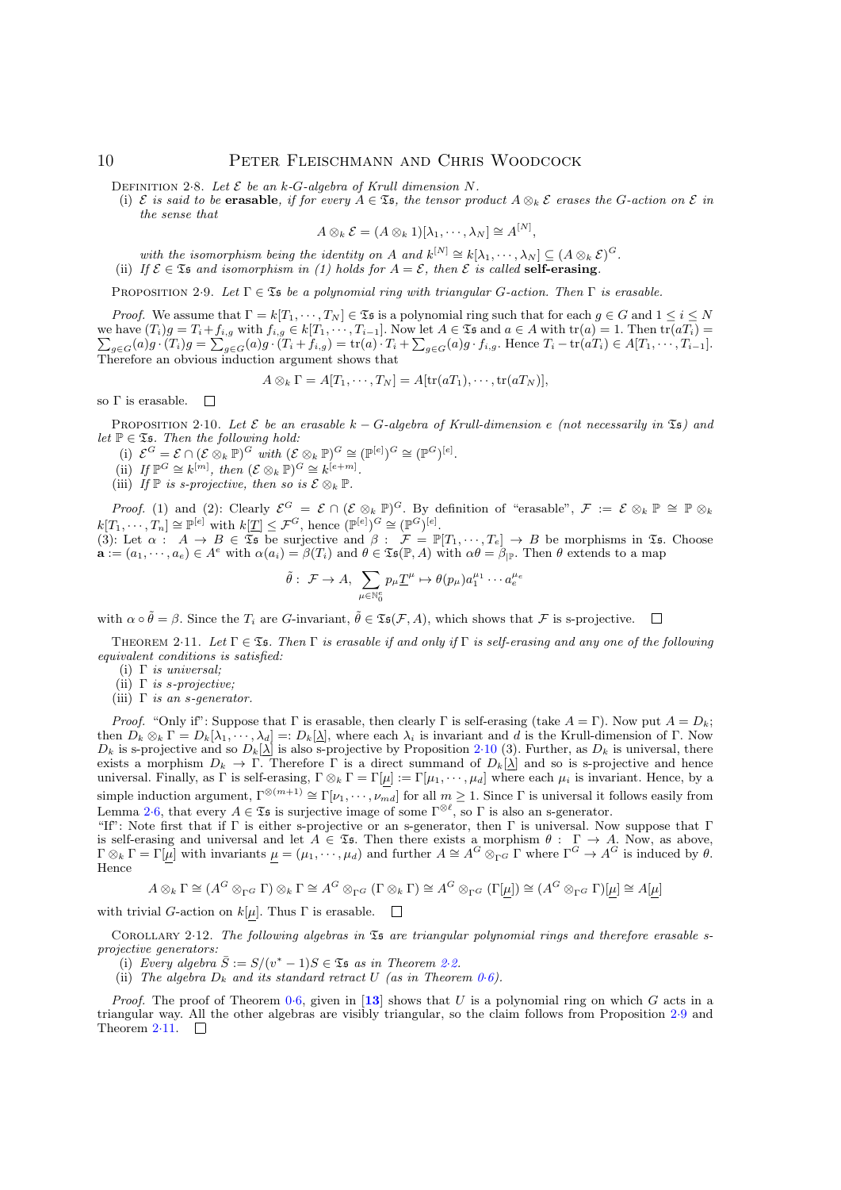Definition 2·8. *Let $\mathcal{E}$ be an $k$-$G$-algebra of Krull dimension $N$.*

(i) *$\mathcal{E}$ is said to be* **erasable**, *if for every $A \in \mathfrak{Ts}$, the tensor product $A \otimes_k \mathcal{E}$ erases the $G$-action on $\mathcal{E}$ in the sense that*

$$A \otimes_k \mathcal{E} = (A \otimes_k 1)[\lambda_1, \cdots, \lambda_N] \cong A^{[N]},$$

*with the isomorphism being the identity on $A$ and $k^{[N]} \cong k[\lambda_1, \cdots, \lambda_N] \subseteq (A \otimes_k \mathcal{E})^G$.*

(ii) *If $\mathcal{E} \in \mathfrak{Ts}$ and isomorphism in (1) holds for $A = \mathcal{E}$, then $\mathcal{E}$ is called* **self-erasing**.

Proposition 2·9. *Let $\Gamma \in \mathfrak{Ts}$ be a polynomial ring with triangular $G$-action. Then $\Gamma$ is erasable.*

*Proof.* We assume that $\Gamma = k[T_1, \cdots, T_N] \in \mathfrak{Ts}$ is a polynomial ring such that for each $g \in G$ and $1 \le i \le N$ we have $(T_i)g = T_i + f_{i,g}$ with $f_{i,g} \in k[T_1, \cdots, T_{i-1}]$. Now let $A \in \mathfrak{Ts}$ and $a \in A$ with $\mathrm{tr}(a) = 1$. Then $\mathrm{tr}(aT_i) = \sum_{g \in G}(a)g \cdot (T_i)g = \sum_{g \in G}(a)g \cdot (T_i + f_{i,g}) = \mathrm{tr}(a) \cdot T_i + \sum_{g \in G}(a)g \cdot f_{i,g}$. Hence $T_i - \mathrm{tr}(aT_i) \in A[T_1, \cdots, T_{i-1}]$. Therefore an obvious induction argument shows that

$$A \otimes_k \Gamma = A[T_1, \cdots, T_N] = A[\mathrm{tr}(aT_1), \cdots, \mathrm{tr}(aT_N)],$$

so $\Gamma$ is erasable. □

Proposition 2·10. *Let $\mathcal{E}$ be an erasable $k - G$-algebra of Krull-dimension $e$ (not necessarily in $\mathfrak{Ts}$) and let $\mathbb{P} \in \mathfrak{Ts}$. Then the following hold:*

(i) *$\mathcal{E}^G = \mathcal{E} \cap (\mathcal{E} \otimes_k \mathbb{P})^G$ with $(\mathcal{E} \otimes_k \mathbb{P})^G \cong (\mathbb{P}^{[e]})^G \cong (\mathbb{P}^G)^{[e]}$.*

(ii) *If $\mathbb{P}^G \cong k^{[m]}$, then $(\mathcal{E} \otimes_k \mathbb{P})^G \cong k^{[e+m]}$.*

(iii) *If $\mathbb{P}$ is s-projective, then so is $\mathcal{E} \otimes_k \mathbb{P}$.*

*Proof.* (1) and (2): Clearly $\mathcal{E}^G = \mathcal{E} \cap (\mathcal{E} \otimes_k \mathbb{P})^G$. By definition of "erasable", $\mathcal{F} := \mathcal{E} \otimes_k \mathbb{P} \cong \mathbb{P} \otimes_k k[T_1, \cdots, T_n] \cong \mathbb{P}^{[e]}$ with $k[\underline{T}] \le \mathcal{F}^G$, hence $(\mathbb{P}^{[e]})^G \cong (\mathbb{P}^G)^{[e]}$.

(3): Let $\alpha : A \to B \in \mathfrak{Ts}$ be surjective and $\beta : \mathcal{F} = \mathbb{P}[T_1, \cdots, T_e] \to B$ be morphisms in $\mathfrak{Ts}$. Choose $\mathbf{a} := (a_1, \cdots, a_e) \in A^e$ with $\alpha(a_i) = \beta(T_i)$ and $\theta \in \mathfrak{Ts}(\mathbb{P}, A)$ with $\alpha\theta = \beta_{|\mathbb{P}}$. Then $\theta$ extends to a map

$$\tilde{\theta} : \mathcal{F} \to A, \sum_{\mu \in \mathbb{N}_0^e} p_\mu \underline{T}^\mu \mapsto \theta(p_\mu) a_1^{\mu_1} \cdots a_e^{\mu_e}$$

with $\alpha \circ \tilde{\theta} = \beta$. Since the $T_i$ are $G$-invariant, $\tilde{\theta} \in \mathfrak{Ts}(\mathcal{F}, A)$, which shows that $\mathcal{F}$ is s-projective. □

Theorem 2·11. *Let $\Gamma \in \mathfrak{Ts}$. Then $\Gamma$ is erasable if and only if $\Gamma$ is self-erasing and any one of the following equivalent conditions is satisfied:*

(i) *$\Gamma$ is universal;*

(ii) *$\Gamma$ is s-projective;*

(iii) *$\Gamma$ is an s-generator.*

*Proof.* "Only if": Suppose that $\Gamma$ is erasable, then clearly $\Gamma$ is self-erasing (take $A = \Gamma$). Now put $A = D_k$; then $D_k \otimes_k \Gamma = D_k[\lambda_1, \cdots, \lambda_d] =: D_k[\underline{\lambda}]$, where each $\lambda_i$ is invariant and $d$ is the Krull-dimension of $\Gamma$. Now $D_k$ is s-projective and so $D_k[\underline{\lambda}]$ is also s-projective by Proposition 2·10 (3). Further, as $D_k$ is universal, there exists a morphism $D_k \to \Gamma$. Therefore $\Gamma$ is a direct summand of $D_k[\underline{\lambda}]$ and so is s-projective and hence universal. Finally, as $\Gamma$ is self-erasing, $\Gamma \otimes_k \Gamma = \Gamma[\underline{\mu}] := \Gamma[\mu_1, \cdots, \mu_d]$ where each $\mu_i$ is invariant. Hence, by a simple induction argument, $\Gamma^{\otimes(m+1)} \cong \Gamma[\nu_1, \cdots, \nu_{md}]$ for all $m \ge 1$. Since $\Gamma$ is universal it follows easily from Lemma 2·6, that every $A \in \mathfrak{Ts}$ is surjective image of some $\Gamma^{\otimes \ell}$, so $\Gamma$ is also an s-generator.

"If": Note first that if $\Gamma$ is either s-projective or an s-generator, then $\Gamma$ is universal. Now suppose that $\Gamma$ is self-erasing and universal and let $A \in \mathfrak{Ts}$. Then there exists a morphism $\theta : \Gamma \to A$. Now, as above, $\Gamma \otimes_k \Gamma = \Gamma[\underline{\mu}]$ with invariants $\underline{\mu} = (\mu_1, \cdots, \mu_d)$ and further $A \cong A^G \otimes_{\Gamma^G} \Gamma$ where $\Gamma^G \to A^G$ is induced by $\theta$. Hence

$$A \otimes_k \Gamma \cong (A^G \otimes_{\Gamma^G} \Gamma) \otimes_k \Gamma \cong A^G \otimes_{\Gamma^G} (\Gamma \otimes_k \Gamma) \cong A^G \otimes_{\Gamma^G} (\Gamma[\underline{\mu}]) \cong (A^G \otimes_{\Gamma^G} \Gamma)[\underline{\mu}] \cong A[\underline{\mu}]$$

with trivial $G$-action on $k[\underline{\mu}]$. Thus $\Gamma$ is erasable. □

Corollary 2·12. *The following algebras in $\mathfrak{Ts}$ are triangular polynomial rings and therefore erasable s-projective generators:*

(i) *Every algebra $\bar{S} := S/(v^* - 1)S \in \mathfrak{Ts}$ as in Theorem 2·2.*

(ii) *The algebra $D_k$ and its standard retract $U$ (as in Theorem 0·6).*

*Proof.* The proof of Theorem 0·6, given in [**13**] shows that $U$ is a polynomial ring on which $G$ acts in a triangular way. All the other algebras are visibly triangular, so the claim follows from Proposition 2·9 and Theorem 2·11. □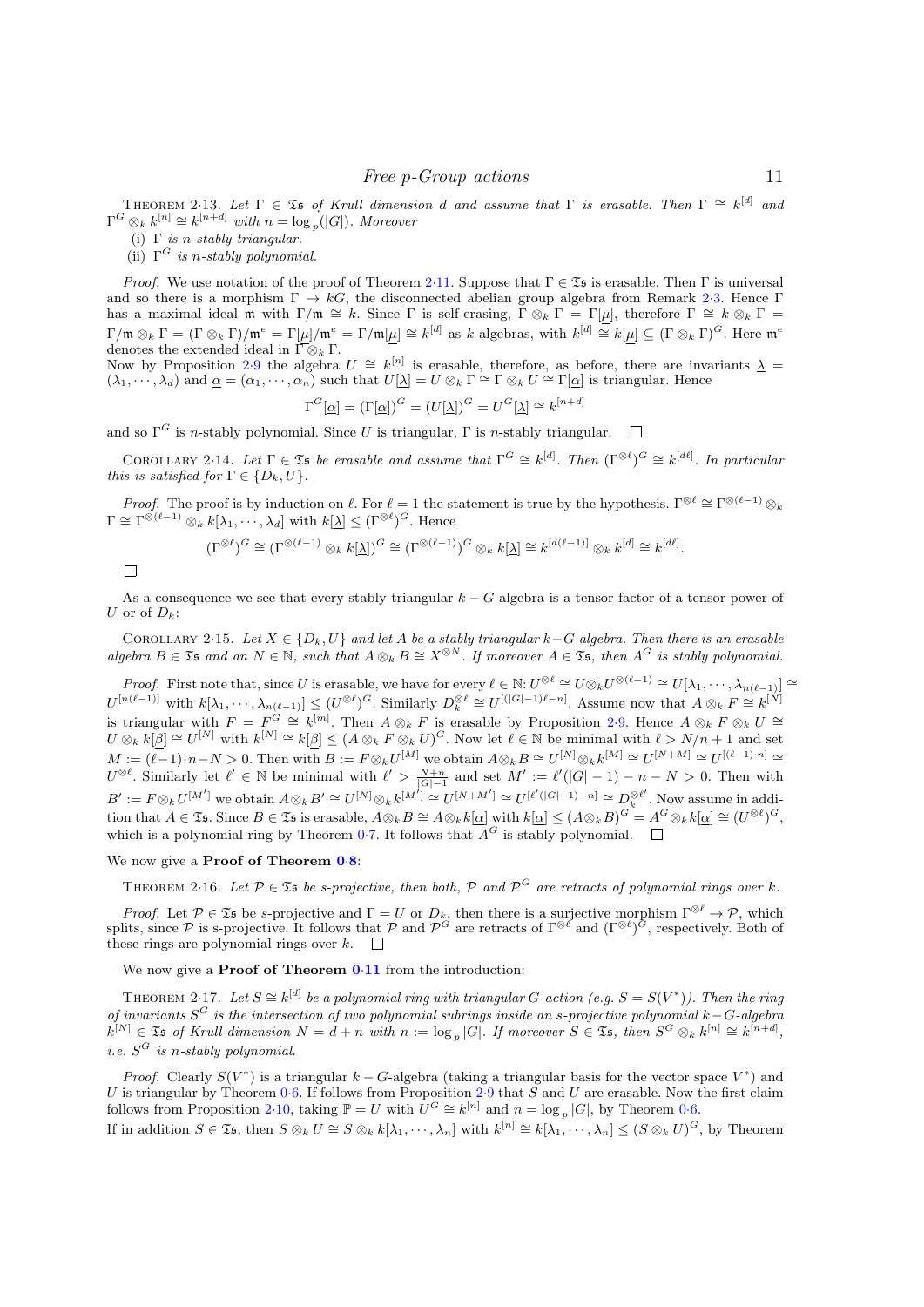Theorem 2·13. *Let $\Gamma \in \mathfrak{Ts}$ of Krull dimension $d$ and assume that $\Gamma$ is erasable. Then $\Gamma \cong k^{[d]}$ and $\Gamma^G \otimes_k k^{[n]} \cong k^{[n+d]}$ with $n = \log_p(|G|)$. Moreover*

(i) *$\Gamma$ is $n$-stably triangular.*

(ii) *$\Gamma^G$ is $n$-stably polynomial.*

*Proof.* We use notation of the proof of Theorem 2·11. Suppose that $\Gamma \in \mathfrak{Ts}$ is erasable. Then $\Gamma$ is universal and so there is a morphism $\Gamma \to kG$, the disconnected abelian group algebra from Remark 2·3. Hence $\Gamma$ has a maximal ideal $\mathfrak{m}$ with $\Gamma/\mathfrak{m} \cong k$. Since $\Gamma$ is self-erasing, $\Gamma \otimes_k \Gamma = \Gamma[\underline{\mu}]$, therefore $\Gamma \cong k \otimes_k \Gamma = \Gamma/\mathfrak{m} \otimes_k \Gamma = (\Gamma \otimes_k \Gamma)/\mathfrak{m}^e = \Gamma[\underline{\mu}]/\mathfrak{m}^e = \Gamma/\mathfrak{m}[\underline{\mu}] \cong k^{[d]}$ as $k$-algebras, with $k^{[d]} \cong k[\underline{\mu}] \subseteq (\Gamma \otimes_k \Gamma)^G$. Here $\mathfrak{m}^e$ denotes the extended ideal in $\Gamma \otimes_k \Gamma$.
Now by Proposition 2·9 the algebra $U \cong k^{[n]}$ is erasable, therefore, as before, there are invariants $\underline{\lambda} = (\lambda_1, \cdots, \lambda_d)$ and $\underline{\alpha} = (\alpha_1, \cdots, \alpha_n)$ such that $U[\underline{\lambda}] = U \otimes_k \Gamma \cong \Gamma \otimes_k U \cong \Gamma[\underline{\alpha}]$ is triangular. Hence

$$\Gamma^G[\underline{\alpha}] = (\Gamma[\underline{\alpha}])^G = (U[\underline{\lambda}])^G = U^G[\underline{\lambda}] \cong k^{[n+d]}$$

and so $\Gamma^G$ is $n$-stably polynomial. Since $U$ is triangular, $\Gamma$ is $n$-stably triangular. $\square$

Corollary 2·14. *Let $\Gamma \in \mathfrak{Ts}$ be erasable and assume that $\Gamma^G \cong k^{[d]}$. Then $(\Gamma^{\otimes \ell})^G \cong k^{[d\ell]}$. In particular this is satisfied for $\Gamma \in \{D_k, U\}$.*

*Proof.* The proof is by induction on $\ell$. For $\ell = 1$ the statement is true by the hypothesis. $\Gamma^{\otimes \ell} \cong \Gamma^{\otimes(\ell-1)} \otimes_k \Gamma \cong \Gamma^{\otimes(\ell-1)} \otimes_k k[\lambda_1, \cdots, \lambda_d]$ with $k[\underline{\lambda}] \leq (\Gamma^{\otimes \ell})^G$. Hence

$$(\Gamma^{\otimes \ell})^G \cong (\Gamma^{\otimes(\ell-1)} \otimes_k k[\underline{\lambda}])^G \cong (\Gamma^{\otimes(\ell-1)})^G \otimes_k k[\underline{\lambda}] \cong k^{[d(\ell-1)]} \otimes_k k^{[d]} \cong k^{[d\ell]}.$$

$\square$

As a consequence we see that every stably triangular $k-G$ algebra is a tensor factor of a tensor power of $U$ or of $D_k$:

Corollary 2·15. *Let $X \in \{D_k, U\}$ and let $A$ be a stably triangular $k-G$ algebra. Then there is an erasable algebra $B \in \mathfrak{Ts}$ and an $N \in \mathbb{N}$, such that $A \otimes_k B \cong X^{\otimes N}$. If moreover $A \in \mathfrak{Ts}$, then $A^G$ is stably polynomial.*

*Proof.* First note that, since $U$ is erasable, we have for every $\ell \in \mathbb{N}$: $U^{\otimes \ell} \cong U \otimes_k U^{\otimes(\ell-1)} \cong U[\lambda_1, \cdots, \lambda_{n(\ell-1)}] \cong U^{[n(\ell-1)]}$ with $k[\lambda_1, \cdots, \lambda_{n(\ell-1)}] \leq (U^{\otimes \ell})^G$. Similarly $D_k^{\otimes \ell} \cong U^{[(|G|-1)\ell - n]}$. Assume now that $A \otimes_k F \cong k^{[N]}$ is triangular with $F = F^G \cong k^{[m]}$. Then $A \otimes_k F$ is erasable by Proposition 2·9. Hence $A \otimes_k F \otimes_k U \cong U \otimes_k k[\underline{\beta}] \cong U^{[N]}$ with $k^{[N]} \cong k[\underline{\beta}] \leq (A \otimes_k F \otimes_k U)^G$. Now let $\ell \in \mathbb{N}$ be minimal with $\ell > N/n + 1$ and set $M := (\ell-1) \cdot n - N > 0$. Then with $B := F \otimes_k U^{[M]}$ we obtain $A \otimes_k B \cong U^{[N]} \otimes_k k^{[M]} \cong U^{[N+M]} \cong U^{[(\ell-1) \cdot n]} \cong U^{\otimes \ell}$. Similarly let $\ell' \in \mathbb{N}$ be minimal with $\ell' > \frac{N+n}{|G|-1}$ and set $M' := \ell'(|G|-1) - n - N > 0$. Then with $B' := F \otimes_k U^{[M']}$ we obtain $A \otimes_k B' \cong U^{[N]} \otimes_k k^{[M']} \cong U^{[N+M']} \cong U^{[\ell'(|G|-1)-n]} \cong D_k^{\otimes \ell'}$. Now assume in addition that $A \in \mathfrak{Ts}$. Since $B \in \mathfrak{Ts}$ is erasable, $A \otimes_k B \cong A \otimes_k k[\underline{\alpha}]$ with $k[\underline{\alpha}] \leq (A \otimes_k B)^G = A^G \otimes_k k[\underline{\alpha}] \cong (U^{\otimes \ell})^G$, which is a polynomial ring by Theorem 0·7. It follows that $A^G$ is stably polynomial. $\square$

We now give a **Proof of Theorem 0·8**:

Theorem 2·16. *Let $\mathcal{P} \in \mathfrak{Ts}$ be $s$-projective, then both, $\mathcal{P}$ and $\mathcal{P}^G$ are retracts of polynomial rings over $k$.*

*Proof.* Let $\mathcal{P} \in \mathfrak{Ts}$ be $s$-projective and $\Gamma = U$ or $D_k$, then there is a surjective morphism $\Gamma^{\otimes \ell} \to \mathcal{P}$, which splits, since $\mathcal{P}$ is s-projective. It follows that $\mathcal{P}$ and $\mathcal{P}^G$ are retracts of $\Gamma^{\otimes \ell}$ and $(\Gamma^{\otimes \ell})^G$, respectively. Both of these rings are polynomial rings over $k$. $\square$

We now give a **Proof of Theorem 0·11** from the introduction:

Theorem 2·17. *Let $S \cong k^{[d]}$ be a polynomial ring with triangular $G$-action (e.g. $S = S(V^*)$). Then the ring of invariants $S^G$ is the intersection of two polynomial subrings inside an $s$-projective polynomial $k-G$-algebra $k^{[N]} \in \mathfrak{Ts}$ of Krull-dimension $N = d + n$ with $n := \log_p |G|$. If moreover $S \in \mathfrak{Ts}$, then $S^G \otimes_k k^{[n]} \cong k^{[n+d]}$, i.e. $S^G$ is $n$-stably polynomial.*

*Proof.* Clearly $S(V^*)$ is a triangular $k-G$-algebra (taking a triangular basis for the vector space $V^*$) and $U$ is triangular by Theorem 0·6. If follows from Proposition 2·9 that $S$ and $U$ are erasable. Now the first claim follows from Proposition 2·10, taking $\mathbb{P} = U$ with $U^G \cong k^{[n]}$ and $n = \log_p |G|$, by Theorem 0·6.
If in addition $S \in \mathfrak{Ts}$, then $S \otimes_k U \cong S \otimes_k k[\lambda_1, \cdots, \lambda_n]$ with $k^{[n]} \cong k[\lambda_1, \cdots, \lambda_n] \leq (S \otimes_k U)^G$, by Theorem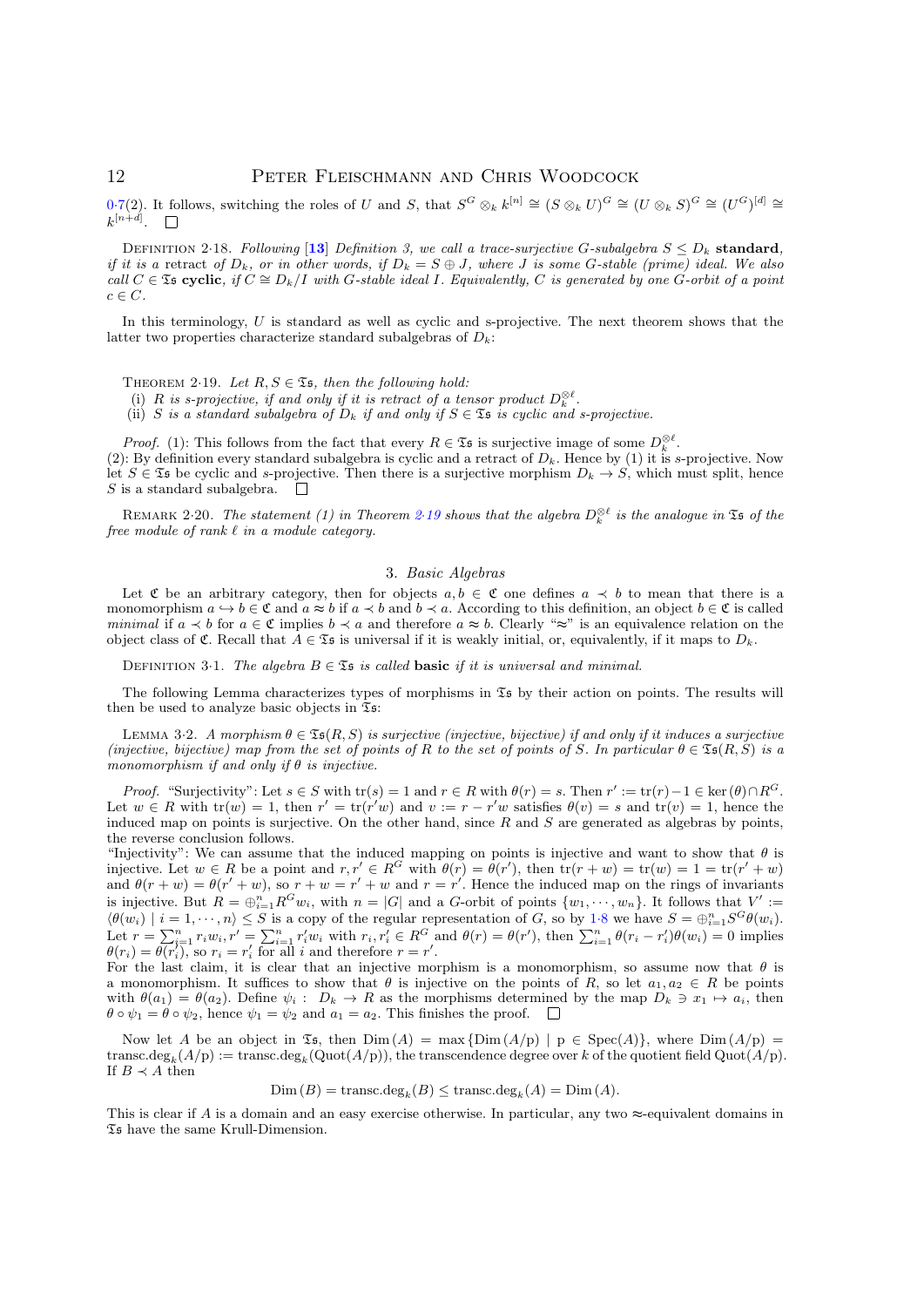0·7(2). It follows, switching the roles of $U$ and $S$, that $S^G \otimes_k k^{[n]} \cong (S \otimes_k U)^G \cong (U \otimes_k S)^G \cong (U^G)^{[d]} \cong k^{[n+d]}$. $\square$

Definition 2·18. *Following* [**13**] *Definition 3, we call a trace-surjective $G$-subalgebra $S \le D_k$* **standard**, *if it is a retract of $D_k$, or in other words, if $D_k = S \oplus J$, where $J$ is some $G$-stable (prime) ideal. We also call $C \in \mathfrak{Ts}$* **cyclic**, *if $C \cong D_k/I$ with $G$-stable ideal $I$. Equivalently, $C$ is generated by one $G$-orbit of a point $c \in C$.*

In this terminology, $U$ is standard as well as cyclic and s-projective. The next theorem shows that the latter two properties characterize standard subalgebras of $D_k$:

Theorem 2·19. *Let $R, S \in \mathfrak{Ts}$, then the following hold:*

(i) *$R$ is s-projective, if and only if it is retract of a tensor product $D_k^{\otimes \ell}$.*
(ii) *$S$ is a standard subalgebra of $D_k$ if and only if $S \in \mathfrak{Ts}$ is cyclic and s-projective.*

*Proof.* (1): This follows from the fact that every $R \in \mathfrak{Ts}$ is surjective image of some $D_k^{\otimes \ell}$.
(2): By definition every standard subalgebra is cyclic and a retract of $D_k$. Hence by (1) it is s-projective. Now let $S \in \mathfrak{Ts}$ be cyclic and s-projective. Then there is a surjective morphism $D_k \to S$, which must split, hence $S$ is a standard subalgebra. $\square$

Remark 2·20. *The statement (1) in Theorem 2·19 shows that the algebra $D_k^{\otimes \ell}$ is the analogue in $\mathfrak{Ts}$ of the free module of rank $\ell$ in a module category.*

## 3. *Basic Algebras*

Let $\mathfrak{C}$ be an arbitrary category, then for objects $a, b \in \mathfrak{C}$ one defines $a \prec b$ to mean that there is a monomorphism $a \hookrightarrow b \in \mathfrak{C}$ and $a \approx b$ if $a \prec b$ and $b \prec a$. According to this definition, an object $b \in \mathfrak{C}$ is called *minimal* if $a \prec b$ for $a \in \mathfrak{C}$ implies $b \prec a$ and therefore $a \approx b$. Clearly "$\approx$" is an equivalence relation on the object class of $\mathfrak{C}$. Recall that $A \in \mathfrak{Ts}$ is universal if it is weakly initial, or, equivalently, if it maps to $D_k$.

Definition 3·1. *The algebra $B \in \mathfrak{Ts}$ is called* **basic** *if it is universal and minimal.*

The following Lemma characterizes types of morphisms in $\mathfrak{Ts}$ by their action on points. The results will then be used to analyze basic objects in $\mathfrak{Ts}$:

Lemma 3·2. *A morphism $\theta \in \mathfrak{Ts}(R, S)$ is surjective (injective, bijective) if and only if it induces a surjective (injective, bijective) map from the set of points of $R$ to the set of points of $S$. In particular $\theta \in \mathfrak{Ts}(R, S)$ is a monomorphism if and only if $\theta$ is injective.*

*Proof.* "Surjectivity": Let $s \in S$ with $\mathrm{tr}(s) = 1$ and $r \in R$ with $\theta(r) = s$. Then $r' := \mathrm{tr}(r) - 1 \in \ker(\theta) \cap R^G$. Let $w \in R$ with $\mathrm{tr}(w) = 1$, then $r' = \mathrm{tr}(r'w)$ and $v := r - r'w$ satisfies $\theta(v) = s$ and $\mathrm{tr}(v) = 1$, hence the induced map on points is surjective. On the other hand, since $R$ and $S$ are generated as algebras by points, the reverse conclusion follows.
"Injectivity": We can assume that the induced mapping on points is injective and want to show that $\theta$ is injective. Let $w \in R$ be a point and $r, r' \in R^G$ with $\theta(r) = \theta(r')$, then $\mathrm{tr}(r + w) = \mathrm{tr}(w) = 1 = \mathrm{tr}(r' + w)$ and $\theta(r + w) = \theta(r' + w)$, so $r + w = r' + w$ and $r = r'$. Hence the induced map on the rings of invariants is injective. But $R = \oplus_{i=1}^n R^G w_i$, with $n = |G|$ and a $G$-orbit of points $\{w_1, \cdots, w_n\}$. It follows that $V' := \langle \theta(w_i) \mid i = 1, \cdots, n \rangle \le S$ is a copy of the regular representation of $G$, so by 1·8 we have $S = \oplus_{i=1}^n S^G \theta(w_i)$. Let $r = \sum_{i=1}^n r_i w_i, r' = \sum_{i=1}^n r_i' w_i$ with $r_i, r_i' \in R^G$ and $\theta(r) = \theta(r')$, then $\sum_{i=1}^n \theta(r_i - r_i')\theta(w_i) = 0$ implies $\theta(r_i) = \theta(r_i')$, so $r_i = r_i'$ for all $i$ and therefore $r = r'$.
For the last claim, it is clear that an injective morphism is a monomorphism, so assume now that $\theta$ is a monomorphism. It suffices to show that $\theta$ is injective on the points of $R$, so let $a_1, a_2 \in R$ be points with $\theta(a_1) = \theta(a_2)$. Define $\psi_i : \ D_k \to R$ as the morphisms determined by the map $D_k \ni x_1 \mapsto a_i$, then $\theta \circ \psi_1 = \theta \circ \psi_2$, hence $\psi_1 = \psi_2$ and $a_1 = a_2$. This finishes the proof. $\square$

Now let $A$ be an object in $\mathfrak{Ts}$, then $\mathrm{Dim}\,(A) = \max\{\mathrm{Dim}\,(A/\mathrm{p}) \mid \mathrm{p} \in \mathrm{Spec}(A)\}$, where $\mathrm{Dim}\,(A/\mathrm{p}) = \mathrm{transc.deg}_k(A/\mathrm{p}) := \mathrm{transc.deg}_k(\mathrm{Quot}(A/\mathrm{p}))$, the transcendence degree over $k$ of the quotient field $\mathrm{Quot}(A/\mathrm{p})$. If $B \prec A$ then

$$\mathrm{Dim}\,(B) = \mathrm{transc.deg}_k(B) \le \mathrm{transc.deg}_k(A) = \mathrm{Dim}\,(A).$$

This is clear if $A$ is a domain and an easy exercise otherwise. In particular, any two $\approx$-equivalent domains in $\mathfrak{Ts}$ have the same Krull-Dimension.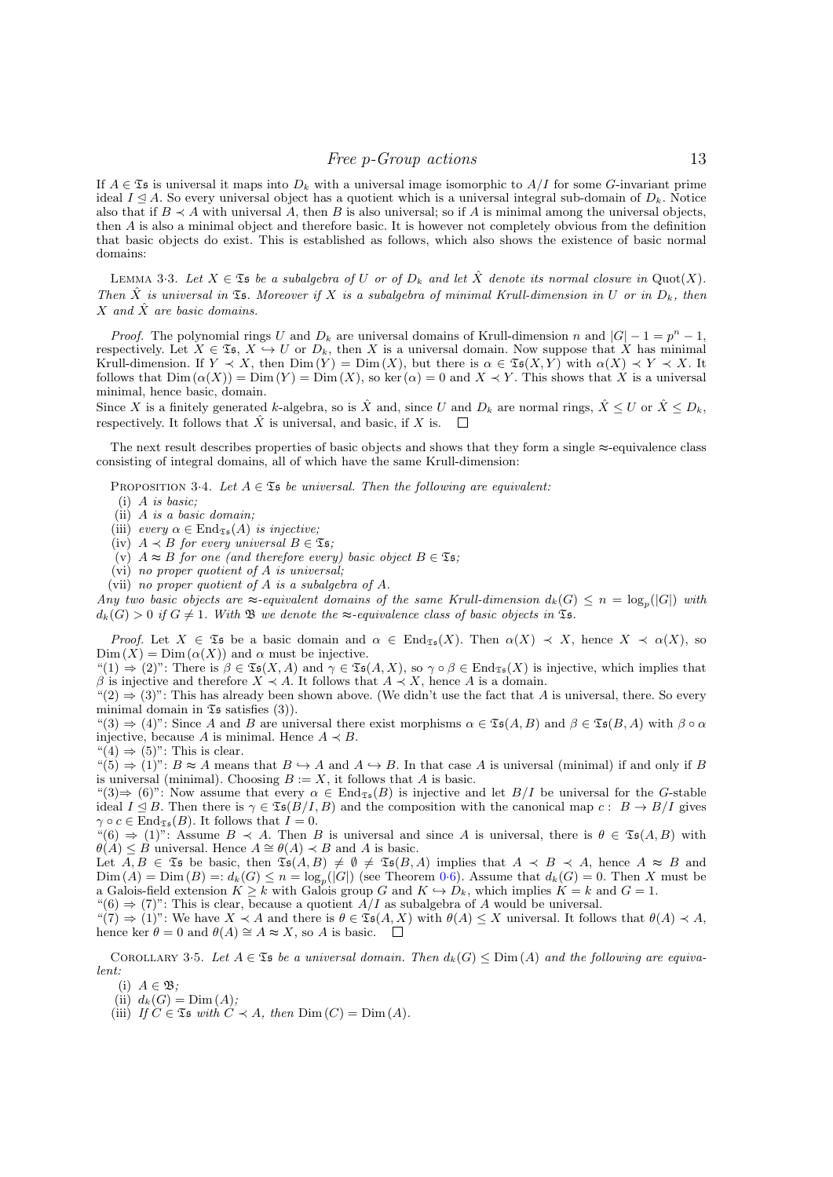If $A \in \mathfrak{Ts}$ is universal it maps into $D_k$ with a universal image isomorphic to $A/I$ for some $G$-invariant prime ideal $I \trianglelefteq A$. So every universal object has a quotient which is a universal integral sub-domain of $D_k$. Notice also that if $B \prec A$ with universal $A$, then $B$ is also universal; so if $A$ is minimal among the universal objects, then $A$ is also a minimal object and therefore basic. It is however not completely obvious from the definition that basic objects do exist. This is established as follows, which also shows the existence of basic normal domains:

LEMMA 3·3. *Let $X \in \mathfrak{Ts}$ be a subalgebra of $U$ or of $D_k$ and let $\hat{X}$ denote its normal closure in* $\mathrm{Quot}(X)$. *Then $\hat{X}$ is universal in $\mathfrak{Ts}$. Moreover if $X$ is a subalgebra of minimal Krull-dimension in $U$ or in $D_k$, then $X$ and $\hat{X}$ are basic domains.*

*Proof.* The polynomial rings $U$ and $D_k$ are universal domains of Krull-dimension $n$ and $|G| - 1 = p^n - 1$, respectively. Let $X \in \mathfrak{Ts}$, $X \hookrightarrow U$ or $D_k$, then $X$ is a universal domain. Now suppose that $X$ has minimal Krull-dimension. If $Y \prec X$, then $\mathrm{Dim}\,(Y) = \mathrm{Dim}\,(X)$, but there is $\alpha \in \mathfrak{Ts}(X, Y)$ with $\alpha(X) \prec Y \prec X$. It follows that $\mathrm{Dim}\,(\alpha(X)) = \mathrm{Dim}\,(Y) = \mathrm{Dim}\,(X)$, so $\ker(\alpha) = 0$ and $X \prec Y$. This shows that $X$ is a universal minimal, hence basic, domain.

Since $X$ is a finitely generated $k$-algebra, so is $\hat{X}$ and, since $U$ and $D_k$ are normal rings, $\hat{X} \le U$ or $\hat{X} \le D_k$, respectively. It follows that $\hat{X}$ is universal, and basic, if $X$ is. $\square$

The next result describes properties of basic objects and shows that they form a single $\approx$-equivalence class consisting of integral domains, all of which have the same Krull-dimension:

PROPOSITION 3·4. *Let $A \in \mathfrak{Ts}$ be universal. Then the following are equivalent:*

(i) *$A$ is basic;*
(ii) *$A$ is a basic domain;*
(iii) *every $\alpha \in \mathrm{End}_{\mathfrak{Ts}}(A)$ is injective;*
(iv) *$A \prec B$ for every universal $B \in \mathfrak{Ts}$;*
(v) *$A \approx B$ for one (and therefore every) basic object $B \in \mathfrak{Ts}$;*
(vi) *no proper quotient of $A$ is universal;*
(vii) *no proper quotient of $A$ is a subalgebra of $A$.*

*Any two basic objects are $\approx$-equivalent domains of the same Krull-dimension $d_k(G) \le n = \log_p(|G|)$ with $d_k(G) > 0$ if $G \ne 1$. With $\mathfrak{B}$ we denote the $\approx$-equivalence class of basic objects in $\mathfrak{Ts}$.*

*Proof.* Let $X \in \mathfrak{Ts}$ be a basic domain and $\alpha \in \mathrm{End}_{\mathfrak{Ts}}(X)$. Then $\alpha(X) \prec X$, hence $X \prec \alpha(X)$, so $\mathrm{Dim}\,(X) = \mathrm{Dim}\,(\alpha(X))$ and $\alpha$ must be injective.

"(1) $\Rightarrow$ (2)": There is $\beta \in \mathfrak{Ts}(X, A)$ and $\gamma \in \mathfrak{Ts}(A, X)$, so $\gamma \circ \beta \in \mathrm{End}_{\mathfrak{Ts}}(X)$ is injective, which implies that $\beta$ is injective and therefore $X \prec A$. It follows that $A \prec X$, hence $A$ is a domain.

"(2) $\Rightarrow$ (3)": This has already been shown above. (We didn't use the fact that $A$ is universal, there. So every minimal domain in $\mathfrak{Ts}$ satisfies (3)).

"(3) $\Rightarrow$ (4)": Since $A$ and $B$ are universal there exist morphisms $\alpha \in \mathfrak{Ts}(A, B)$ and $\beta \in \mathfrak{Ts}(B, A)$ with $\beta \circ \alpha$ injective, because $A$ is minimal. Hence $A \prec B$.

"(4) $\Rightarrow$ (5)": This is clear.

"(5) $\Rightarrow$ (1)": $B \approx A$ means that $B \hookrightarrow A$ and $A \hookrightarrow B$. In that case $A$ is universal (minimal) if and only if $B$ is universal (minimal). Choosing $B := X$, it follows that $A$ is basic.

"(3)$\Rightarrow$ (6)": Now assume that every $\alpha \in \mathrm{End}_{\mathfrak{Ts}}(B)$ is injective and let $B/I$ be universal for the $G$-stable ideal $I \trianglelefteq B$. Then there is $\gamma \in \mathfrak{Ts}(B/I, B)$ and the composition with the canonical map $c\colon\ B \to B/I$ gives $\gamma \circ c \in \mathrm{End}_{\mathfrak{Ts}}(B)$. It follows that $I = 0$.

"(6) $\Rightarrow$ (1)": Assume $B \prec A$. Then $B$ is universal and since $A$ is universal, there is $\theta \in \mathfrak{Ts}(A, B)$ with $\theta(A) \le B$ universal. Hence $A \cong \theta(A) \prec B$ and $A$ is basic.

Let $A, B \in \mathfrak{Ts}$ be basic, then $\mathfrak{Ts}(A, B) \ne \emptyset \ne \mathfrak{Ts}(B, A)$ implies that $A \prec B \prec A$, hence $A \approx B$ and $\mathrm{Dim}\,(A) = \mathrm{Dim}\,(B) =: d_k(G) \le n = \log_p(|G|)$ (see Theorem 0·6). Assume that $d_k(G) = 0$. Then $X$ must be a Galois-field extension $K \ge k$ with Galois group $G$ and $K \hookrightarrow D_k$, which implies $K = k$ and $G = 1$.

"(6) $\Rightarrow$ (7)": This is clear, because a quotient $A/I$ as subalgebra of $A$ would be universal.

"(7) $\Rightarrow$ (1)": We have $X \prec A$ and there is $\theta \in \mathfrak{Ts}(A, X)$ with $\theta(A) \le X$ universal. It follows that $\theta(A) \prec A$, hence $\ker\theta = 0$ and $\theta(A) \cong A \approx X$, so $A$ is basic. $\square$

COROLLARY 3·5. *Let $A \in \mathfrak{Ts}$ be a universal domain. Then $d_k(G) \le \mathrm{Dim}\,(A)$ and the following are equivalent:*

(i) *$A \in \mathfrak{B}$;*
(ii) *$d_k(G) = \mathrm{Dim}\,(A)$;*
(iii) *If $C \in \mathfrak{Ts}$ with $C \prec A$, then $\mathrm{Dim}\,(C) = \mathrm{Dim}\,(A)$.*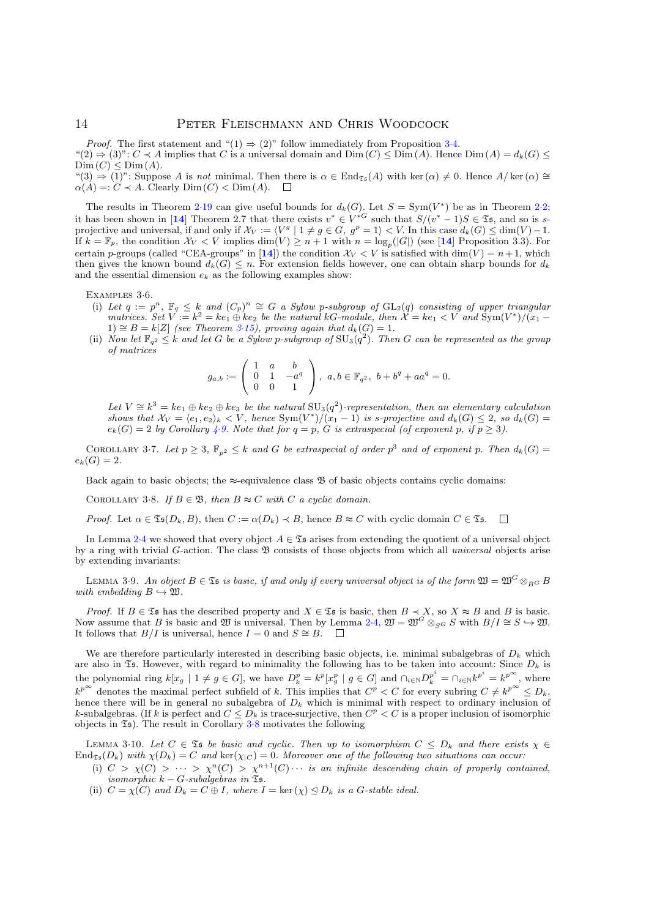*Proof.* The first statement and "(1) ⇒ (2)" follow immediately from Proposition 3·4.
"(2) ⇒ (3)": $C \prec A$ implies that $C$ is a universal domain and $\mathrm{Dim}\,(C) \leq \mathrm{Dim}\,(A)$. Hence $\mathrm{Dim}\,(A) = d_k(G) \leq \mathrm{Dim}\,(C) \leq \mathrm{Dim}\,(A)$.
"(3) ⇒ (1)": Suppose $A$ is *not* minimal. Then there is $\alpha \in \mathrm{End}_{\mathfrak{Ts}}(A)$ with $\ker(\alpha) \neq 0$. Hence $A/\ker(\alpha) \cong \alpha(A) =: C \prec A$. Clearly $\mathrm{Dim}\,(C) < \mathrm{Dim}\,(A)$. □

The results in Theorem 2·19 can give useful bounds for $d_k(G)$. Let $S = \mathrm{Sym}(V^*)$ be as in Theorem 2·2; it has been shown in [14] Theorem 2.7 that there exists $v^* \in V^{*G}$ such that $S/(v^*-1)S \in \mathfrak{Ts}$, and so is $s$-projective and universal, if and only if $\mathcal{X}_V := \langle V^g \mid 1 \neq g \in G,\ g^p = 1\rangle < V$. In this case $d_k(G) \leq \dim(V) - 1$. If $k = \mathbb{F}_p$, the condition $\mathcal{X}_V < V$ implies $\dim(V) \geq n+1$ with $n = \log_p(|G|)$ (see [14] Proposition 3.3). For certain $p$-groups (called "CEA-groups" in [14]) the condition $\mathcal{X}_V < V$ is satisfied with $\dim(V) = n+1$, which then gives the known bound $d_k(G) \leq n$. For extension fields however, one can obtain sharp bounds for $d_k$ and the essential dimension $e_k$ as the following examples show:

EXAMPLES 3·6.

(i) *Let $q := p^n$, $\mathbb{F}_q \leq k$ and $(C_p)^n \cong G$ a Sylow $p$-subgroup of $\mathrm{GL}_2(q)$ consisting of upper triangular matrices. Set $V := k^2 = ke_1 \oplus ke_2$ be the natural $kG$-module, then $\mathcal{X} = ke_1 < V$ and $\mathrm{Sym}(V^*)/(x_1 - 1) \cong B = k[Z]$ (see Theorem 3·15), proving again that $d_k(G) = 1$.*

(ii) *Now let $\mathbb{F}_{q^2} \leq k$ and let $G$ be a Sylow $p$-subgroup of $\mathrm{SU}_3(q^2)$. Then $G$ can be represented as the group of matrices*

$$g_{a,b} := \begin{pmatrix} 1 & a & b \\ 0 & 1 & -a^q \\ 0 & 0 & 1 \end{pmatrix},\ a, b \in \mathbb{F}_{q^2},\ b + b^q + aa^q = 0.$$

*Let $V \cong k^3 = ke_1 \oplus ke_2 \oplus ke_3$ be the natural $\mathrm{SU}_3(q^2)$-representation, then an elementary calculation shows that $\mathcal{X}_V = \langle e_1, e_2\rangle_k < V$, hence $\mathrm{Sym}(V^*)/(x_1 - 1)$ is $s$-projective and $d_k(G) \leq 2$, so $d_k(G) = e_k(G) = 2$ by Corollary 4·9. Note that for $q = p$, $G$ is extraspecial (of exponent $p$, if $p \geq 3$).*

COROLLARY 3·7. *Let $p \geq 3$, $\mathbb{F}_{p^2} \leq k$ and $G$ be extraspecial of order $p^3$ and of exponent $p$. Then $d_k(G) = e_k(G) = 2$.*

Back again to basic objects; the $\approx$-equivalence class $\mathfrak{B}$ of basic objects contains cyclic domains:

COROLLARY 3·8. *If $B \in \mathfrak{B}$, then $B \approx C$ with $C$ a cyclic domain.*

*Proof.* Let $\alpha \in \mathfrak{Ts}(D_k, B)$, then $C := \alpha(D_k) \prec B$, hence $B \approx C$ with cyclic domain $C \in \mathfrak{Ts}$. □

In Lemma 2·4 we showed that every object $A \in \mathfrak{Ts}$ arises from extending the quotient of a universal object by a ring with trivial $G$-action. The class $\mathfrak{B}$ consists of those objects from which all *universal* objects arise by extending invariants:

LEMMA 3·9. *An object $B \in \mathfrak{Ts}$ is basic, if and only if every universal object is of the form $\mathfrak{W} = \mathfrak{W}^G \otimes_{B^G} B$ with embedding $B \hookrightarrow \mathfrak{W}$.*

*Proof.* If $B \in \mathfrak{Ts}$ has the described property and $X \in \mathfrak{Ts}$ is basic, then $B \prec X$, so $X \approx B$ and $B$ is basic. Now assume that $B$ is basic and $\mathfrak{W}$ is universal. Then by Lemma 2·4, $\mathfrak{W} = \mathfrak{W}^G \otimes_{S^G} S$ with $B/I \cong S \hookrightarrow \mathfrak{W}$. It follows that $B/I$ is universal, hence $I = 0$ and $S \cong B$. □

We are therefore particularly interested in describing basic objects, i.e. minimal subalgebras of $D_k$ which are also in $\mathfrak{Ts}$. However, with regard to minimality the following has to be taken into account: Since $D_k$ is the polynomial ring $k[x_g \mid 1 \neq g \in G]$, we have $D_k^p = k^p[x_g^p \mid g \in G]$ and $\cap_{i\in\mathbb{N}} D_k^{p^i} = \cap_{i\in\mathbb{N}} k^{p^i} = k^{p^\infty}$, where $k^{p^\infty}$ denotes the maximal perfect subfield of $k$. This implies that $C^p < C$ for every subring $C \neq k^{p^\infty} \leq D_k$, hence there will be in general no subalgebra of $D_k$ which is minimal with respect to ordinary inclusion of $k$-subalgebras. (If $k$ is perfect and $C \leq D_k$ is trace-surjective, then $C^p < C$ is a proper inclusion of isomorphic objects in $\mathfrak{Ts}$). The result in Corollary 3·8 motivates the following

LEMMA 3·10. *Let $C \in \mathfrak{Ts}$ be basic and cyclic. Then up to isomorphism $C \leq D_k$ and there exists $\chi \in \mathrm{End}_{\mathfrak{Ts}}(D_k)$ with $\chi(D_k) = C$ and $\ker(\chi_{|C}) = 0$. Moreover one of the following two situations can occur:*

(i) *$C > \chi(C) > \cdots > \chi^n(C) > \chi^{n+1}(C) \cdots$ is an infinite descending chain of properly contained, isomorphic $k - G$-subalgebras in $\mathfrak{Ts}$.*

(ii) *$C = \chi(C)$ and $D_k = C \oplus I$, where $I = \ker(\chi) \trianglelefteq D_k$ is a $G$-stable ideal.*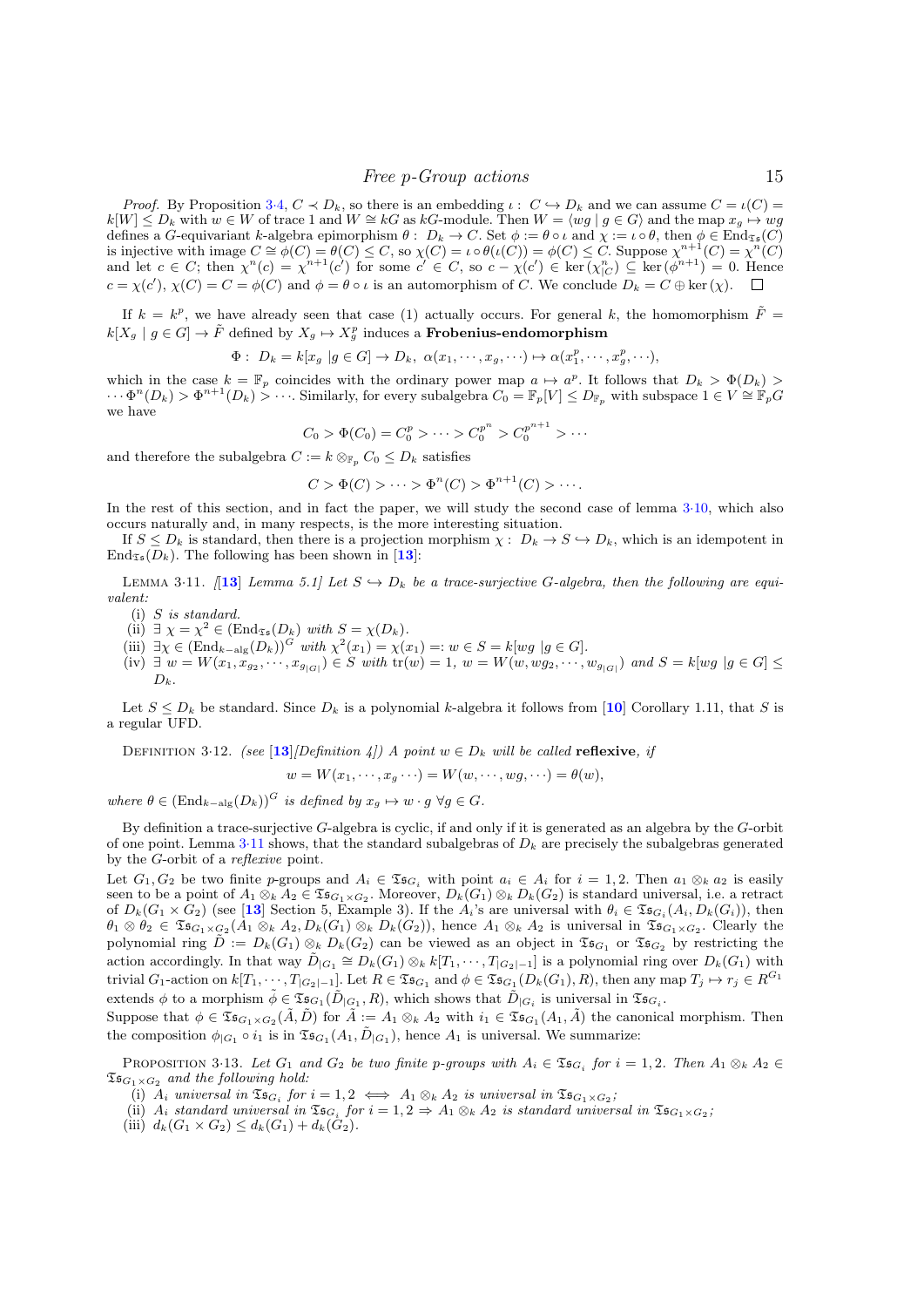*Proof.* By Proposition 3·4, $C \prec D_k$, so there is an embedding $\iota: C \hookrightarrow D_k$ and we can assume $C = \iota(C) = k[W] \le D_k$ with $w \in W$ of trace 1 and $W \cong kG$ as $kG$-module. Then $W = \langle wg \mid g \in G\rangle$ and the map $x_g \mapsto wg$ defines a $G$-equivariant $k$-algebra epimorphism $\theta: D_k \to C$. Set $\phi := \theta \circ \iota$ and $\chi := \iota \circ \theta$, then $\phi \in \mathrm{End}_{\mathfrak{Ts}}(C)$ is injective with image $C \cong \phi(C) = \theta(C) \le C$, so $\chi(C) = \iota \circ \theta(\iota(C)) = \phi(C) \le C$. Suppose $\chi^{n+1}(C) = \chi^n(C)$ and let $c \in C$; then $\chi^n(c) = \chi^{n+1}(c')$ for some $c' \in C$, so $c - \chi(c') \in \ker(\chi^n_{|C}) \subseteq \ker(\phi^{n+1}) = 0$. Hence $c = \chi(c')$, $\chi(C) = C = \phi(C)$ and $\phi = \theta \circ \iota$ is an automorphism of $C$. We conclude $D_k = C \oplus \ker(\chi)$. $\square$

If $k = k^p$, we have already seen that case (1) actually occurs. For general $k$, the homomorphism $\tilde{F} = k[X_g \mid g \in G] \to \tilde{F}$ defined by $X_g \mapsto X_g^p$ induces a **Frobenius-endomorphism**

$$\Phi: \ D_k = k[x_g \ | g \in G] \to D_k, \ \alpha(x_1, \cdots, x_g, \cdots) \mapsto \alpha(x_1^p, \cdots, x_g^p, \cdots),$$

which in the case $k = \mathbb{F}_p$ coincides with the ordinary power map $a \mapsto a^p$. It follows that $D_k > \Phi(D_k) > \cdots \Phi^n(D_k) > \Phi^{n+1}(D_k) > \cdots$. Similarly, for every subalgebra $C_0 = \mathbb{F}_p[V] \le D_{\mathbb{F}_p}$ with subspace $1 \in V \cong \mathbb{F}_pG$ we have

$$C_0 > \Phi(C_0) = C_0^p > \cdots > C_0^{p^n} > C_0^{p^{n+1}} > \cdots$$

and therefore the subalgebra $C := k \otimes_{\mathbb{F}_p} C_0 \le D_k$ satisfies

$$C > \Phi(C) > \cdots > \Phi^n(C) > \Phi^{n+1}(C) > \cdots.$$

In the rest of this section, and in fact the paper, we will study the second case of lemma 3·10, which also occurs naturally and, in many respects, is the more interesting situation.

If $S \le D_k$ is standard, then there is a projection morphism $\chi: \ D_k \to S \hookrightarrow D_k$, which is an idempotent in $\mathrm{End}_{\mathfrak{Ts}}(D_k)$. The following has been shown in [13]:

LEMMA 3·11. *[[13] Lemma 5.1] Let $S \hookrightarrow D_k$ be a trace-surjective $G$-algebra, then the following are equivalent:*

- (i) *$S$ is standard.*
- (ii) *$\exists\ \chi = \chi^2 \in (\mathrm{End}_{\mathfrak{Ts}}(D_k)$ with $S = \chi(D_k)$.*
- (iii) *$\exists \chi \in (\mathrm{End}_{k-\mathrm{alg}}(D_k))^G$ with $\chi^2(x_1) = \chi(x_1) =: w \in S = k[wg \ |g \in G]$.*
- (iv) *$\exists\ w = W(x_1, x_{g_2}, \cdots, x_{g_{|G|}}) \in S$ with $\mathrm{tr}(w) = 1$, $w = W(w, wg_2, \cdots, w_{g_{|G|}})$ and $S = k[wg \ |g \in G] \le D_k$.*

Let $S \le D_k$ be standard. Since $D_k$ is a polynomial $k$-algebra it follows from [10] Corollary 1.11, that $S$ is a regular UFD.

DEFINITION 3·12. *(see [13][Definition 4]) A point $w \in D_k$ will be called* **reflexive***, if*

$$w = W(x_1, \cdots, x_g \cdots) = W(w, \cdots, wg, \cdots) = \theta(w),$$

*where $\theta \in (\mathrm{End}_{k-\mathrm{alg}}(D_k))^G$ is defined by $x_g \mapsto w \cdot g \ \forall g \in G$.*

By definition a trace-surjective $G$-algebra is cyclic, if and only if it is generated as an algebra by the $G$-orbit of one point. Lemma 3·11 shows, that the standard subalgebras of $D_k$ are precisely the subalgebras generated by the $G$-orbit of a *reflexive* point.

Let $G_1, G_2$ be two finite $p$-groups and $A_i \in \mathfrak{Ts}_{G_i}$ with point $a_i \in A_i$ for $i = 1, 2$. Then $a_1 \otimes_k a_2$ is easily seen to be a point of $A_1 \otimes_k A_2 \in \mathfrak{Ts}_{G_1 \times G_2}$. Moreover, $D_k(G_1) \otimes_k D_k(G_2)$ is standard universal, i.e. a retract of $D_k(G_1 \times G_2)$ (see [13] Section 5, Example 3). If the $A_i$'s are universal with $\theta_i \in \mathfrak{Ts}_{G_i}(A_i, D_k(G_i))$, then $\theta_1 \otimes \theta_2 \in \mathfrak{Ts}_{G_1 \times G_2}(A_1 \otimes_k A_2, D_k(G_1) \otimes_k D_k(G_2))$, hence $A_1 \otimes_k A_2$ is universal in $\mathfrak{Ts}_{G_1 \times G_2}$. Clearly the polynomial ring $\tilde{D} := D_k(G_1) \otimes_k D_k(G_2)$ can be viewed as an object in $\mathfrak{Ts}_{G_1}$ or $\mathfrak{Ts}_{G_2}$ by restricting the action accordingly. In that way $\tilde{D}_{|G_1} \cong D_k(G_1) \otimes_k k[T_1, \cdots, T_{|G_2|-1}]$ is a polynomial ring over $D_k(G_1)$ with trivial $G_1$-action on $k[T_1, \cdots, T_{|G_2|-1}]$. Let $R \in \mathfrak{Ts}_{G_1}$ and $\phi \in \mathfrak{Ts}_{G_1}(D_k(G_1), R)$, then any map $T_j \mapsto r_j \in R^{G_1}$ extends $\phi$ to a morphism $\tilde{\phi} \in \mathfrak{Ts}_{G_1}(\tilde{D}_{|G_1}, R)$, which shows that $\tilde{D}_{|G_i}$ is universal in $\mathfrak{Ts}_{G_i}$.

Suppose that $\phi \in \mathfrak{Ts}_{G_1 \times G_2}(\tilde{A}, \tilde{D})$ for $\tilde{A} := A_1 \otimes_k A_2$ with $i_1 \in \mathfrak{Ts}_{G_1}(A_1, \tilde{A})$ the canonical morphism. Then the composition $\phi_{|G_1} \circ i_1$ is in $\mathfrak{Ts}_{G_1}(A_1, \tilde{D}_{|G_1})$, hence $A_1$ is universal. We summarize:

PROPOSITION 3·13. *Let $G_1$ and $G_2$ be two finite $p$-groups with $A_i \in \mathfrak{Ts}_{G_i}$ for $i = 1, 2$. Then $A_1 \otimes_k A_2 \in \mathfrak{Ts}_{G_1 \times G_2}$ and the following hold:*

- (i) *$A_i$ universal in $\mathfrak{Ts}_{G_i}$ for $i = 1, 2 \iff A_1 \otimes_k A_2$ is universal in $\mathfrak{Ts}_{G_1 \times G_2}$;*
- (ii) *$A_i$ standard universal in $\mathfrak{Ts}_{G_i}$ for $i = 1, 2 \Rightarrow A_1 \otimes_k A_2$ is standard universal in $\mathfrak{Ts}_{G_1 \times G_2}$;*
- (iii) *$d_k(G_1 \times G_2) \le d_k(G_1) + d_k(G_2)$.*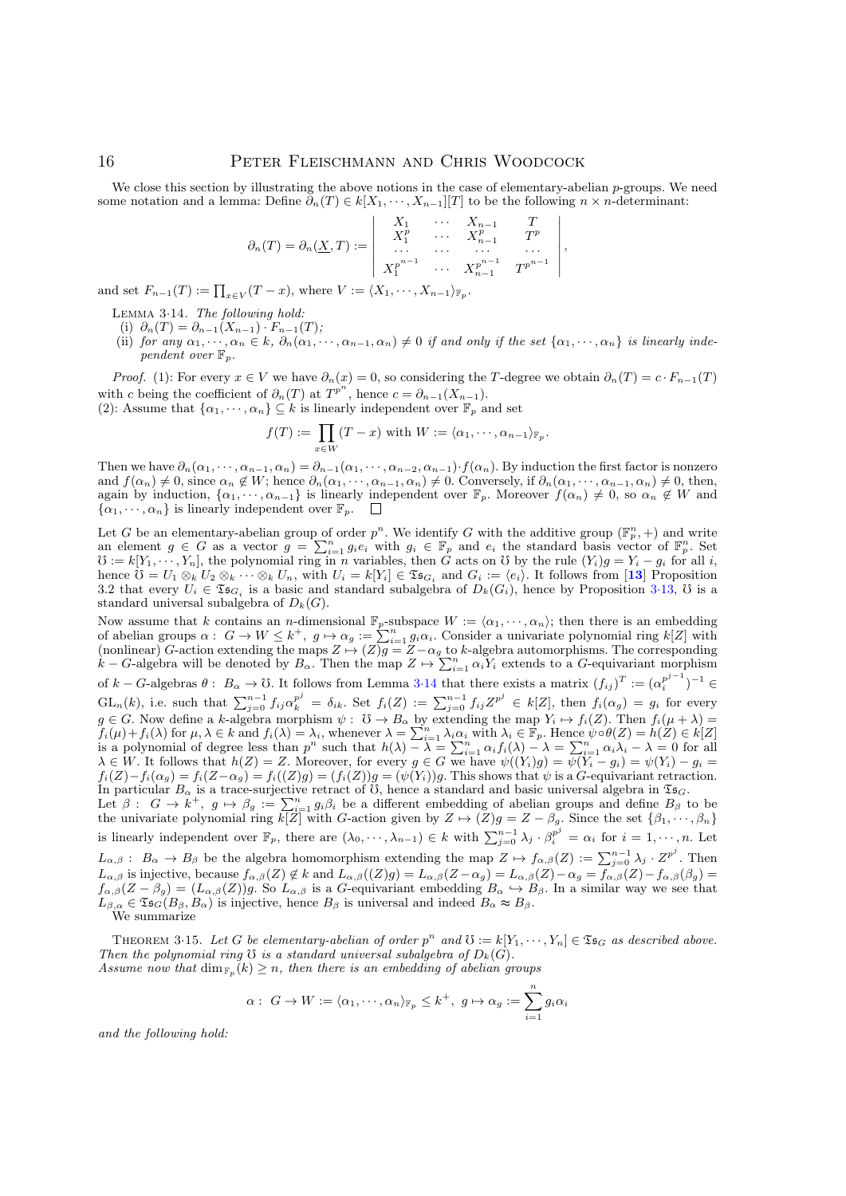We close this section by illustrating the above notions in the case of elementary-abelian $p$-groups. We need some notation and a lemma: Define $\partial_n(T) \in k[X_1, \cdots, X_{n-1}][T]$ to be the following $n \times n$-determinant:

$$\partial_n(T) = \partial_n(\underline{X}, T) := \begin{vmatrix} X_1 & \cdots & X_{n-1} & T \\ X_1^p & \cdots & X_{n-1}^p & T^p \\ \cdots & \cdots & \cdots & \cdots \\ X_1^{p^{n-1}} & \cdots & X_{n-1}^{p^{n-1}} & T^{p^{n-1}} \end{vmatrix},$$

and set $F_{n-1}(T) := \prod_{x \in V}(T - x)$, where $V := \langle X_1, \cdots, X_{n-1} \rangle_{\mathbb{F}_p}$.

Lemma 3·14. *The following hold:*

(i) $\partial_n(T) = \partial_{n-1}(X_{n-1}) \cdot F_{n-1}(T)$;

(ii) *for any* $\alpha_1, \cdots, \alpha_n \in k$, $\partial_n(\alpha_1, \cdots, \alpha_{n-1}, \alpha_n) \neq 0$ *if and only if the set* $\{\alpha_1, \cdots, \alpha_n\}$ *is linearly independent over* $\mathbb{F}_p$.

*Proof.* (1): For every $x \in V$ we have $\partial_n(x) = 0$, so considering the $T$-degree we obtain $\partial_n(T) = c \cdot F_{n-1}(T)$ with $c$ being the coefficient of $\partial_n(T)$ at $T^{p^n}$, hence $c = \partial_{n-1}(X_{n-1})$.

(2): Assume that $\{\alpha_1, \cdots, \alpha_n\} \subseteq k$ is linearly independent over $\mathbb{F}_p$ and set

$$f(T) := \prod_{x \in W}(T - x) \text{ with } W := \langle \alpha_1, \cdots, \alpha_{n-1} \rangle_{\mathbb{F}_p}.$$

Then we have $\partial_n(\alpha_1, \cdots, \alpha_{n-1}, \alpha_n) = \partial_{n-1}(\alpha_1, \cdots, \alpha_{n-2}, \alpha_{n-1}) \cdot f(\alpha_n)$. By induction the first factor is nonzero and $f(\alpha_n) \neq 0$, since $\alpha_n \notin W$; hence $\partial_n(\alpha_1, \cdots, \alpha_{n-1}, \alpha_n) \neq 0$. Conversely, if $\partial_n(\alpha_1, \cdots, \alpha_{n-1}, \alpha_n) \neq 0$, then, again by induction, $\{\alpha_1, \cdots, \alpha_{n-1}\}$ is linearly independent over $\mathbb{F}_p$. Moreover $f(\alpha_n) \neq 0$, so $\alpha_n \notin W$ and $\{\alpha_1, \cdots, \alpha_n\}$ is linearly independent over $\mathbb{F}_p$. $\square$

Let $G$ be an elementary-abelian group of order $p^n$. We identify $G$ with the additive group $(\mathbb{F}_p^n, +)$ and write an element $g \in G$ as a vector $g = \sum_{i=1}^n g_i e_i$ with $g_i \in \mathbb{F}_p$ and $e_i$ the standard basis vector of $\mathbb{F}_p^n$. Set $\mho := k[Y_1, \cdots, Y_n]$, the polynomial ring in $n$ variables, then $G$ acts on $\mho$ by the rule $(Y_i)g = Y_i - g_i$ for all $i$, hence $\mho = U_1 \otimes_k U_2 \otimes_k \cdots \otimes_k U_n$, with $U_i = k[Y_i] \in \mathfrak{Ts}_{G_i}$ and $G_i := \langle e_i \rangle$. It follows from [13] Proposition 3.2 that every $U_i \in \mathfrak{Ts}_{G_i}$ is a basic and standard subalgebra of $D_k(G_i)$, hence by Proposition 3·13, $\mho$ is a standard universal subalgebra of $D_k(G)$.

Now assume that $k$ contains an $n$-dimensional $\mathbb{F}_p$-subspace $W := \langle \alpha_1, \cdots, \alpha_n \rangle$; then there is an embedding of abelian groups $\alpha: \ G \to W \leq k^+, \ g \mapsto \alpha_g := \sum_{i=1}^n g_i \alpha_i$. Consider a univariate polynomial ring $k[Z]$ with (nonlinear) $G$-action extending the maps $Z \mapsto (Z)g = Z - \alpha_g$ to $k$-algebra automorphisms. The corresponding $k - G$-algebra will be denoted by $B_\alpha$. Then the map $Z \mapsto \sum_{i=1}^n \alpha_i Y_i$ extends to a $G$-equivariant morphism of $k - G$-algebras $\theta: \ B_\alpha \to \mho$. It follows from Lemma 3·14 that there exists a matrix $(f_{ij})^T := (\alpha_i^{p^{j-1}})^{-1} \in \mathrm{GL}_n(k)$, i.e. such that $\sum_{j=0}^{n-1} f_{ij} \alpha_k^{p^j} = \delta_{ik}$. Set $f_i(Z) := \sum_{j=0}^{n-1} f_{ij} Z^{p^j} \in k[Z]$, then $f_i(\alpha_g) = g_i$ for every $g \in G$. Now define a $k$-algebra morphism $\psi: \ \mho \to B_\alpha$ by extending the map $Y_i \mapsto f_i(Z)$. Then $f_i(\mu + \lambda) = f_i(\mu) + f_i(\lambda)$ for $\mu, \lambda \in k$ and $f_i(\lambda) = \lambda_i$, whenever $\lambda = \sum_{i=1}^n \lambda_i \alpha_i$ with $\lambda_i \in \mathbb{F}_p$. Hence $\psi \circ \theta(Z) = h(Z) \in k[Z]$ is a polynomial of degree less than $p^n$ such that $h(\lambda) - \lambda = \sum_{i=1}^n \alpha_i f_i(\lambda) - \lambda = \sum_{i=1}^n \alpha_i \lambda_i - \lambda = 0$ for all $\lambda \in W$. It follows that $h(Z) = Z$. Moreover, for every $g \in G$ we have $\psi((Y_i)g) = \psi(Y_i - g_i) = \psi(Y_i) - g_i = f_i(Z) - f_i(\alpha_g) = f_i(Z - \alpha_g) = f_i((Z)g) = (f_i(Z))g = (\psi(Y_i))g$. This shows that $\psi$ is a $G$-equivariant retraction. In particular $B_\alpha$ is a trace-surjective retract of $\mho$, hence a standard and basic universal algebra in $\mathfrak{Ts}_G$.

Let $\beta: \ G \to k^+, \ g \mapsto \beta_g := \sum_{i=1}^n g_i \beta_i$ be a different embedding of abelian groups and define $B_\beta$ to be the univariate polynomial ring $k[Z]$ with $G$-action given by $Z \mapsto (Z)g = Z - \beta_g$. Since the set $\{\beta_1, \cdots, \beta_n\}$ is linearly independent over $\mathbb{F}_p$, there are $(\lambda_0, \cdots, \lambda_{n-1}) \in k$ with $\sum_{j=0}^{n-1} \lambda_j \cdot \beta_i^{p^j} = \alpha_i$ for $i = 1, \cdots, n$. Let $L_{\alpha,\beta}: \ B_\alpha \to B_\beta$ be the algebra homomorphism extending the map $Z \mapsto f_{\alpha,\beta}(Z) := \sum_{j=0}^{n-1} \lambda_j \cdot Z^{p^j}$. Then $L_{\alpha,\beta}$ is injective, because $f_{\alpha,\beta}(Z) \notin k$ and $L_{\alpha,\beta}((Z)g) = L_{\alpha,\beta}(Z - \alpha_g) = f_{\alpha,\beta}(Z) - \alpha_g = f_{\alpha,\beta}(Z) - f_{\alpha,\beta}(\beta_g) = f_{\alpha,\beta}(Z - \beta_g) = (L_{\alpha,\beta}(Z))g$. So $L_{\alpha,\beta}$ is a $G$-equivariant embedding $B_\alpha \hookrightarrow B_\beta$. In a similar way we see that $L_{\beta,\alpha} \in \mathfrak{Ts}_G(B_\beta, B_\alpha)$ is injective, hence $B_\beta$ is universal and indeed $B_\alpha \approx B_\beta$.

We summarize

Theorem 3·15. *Let $G$ be elementary-abelian of order $p^n$ and $\mho := k[Y_1, \cdots, Y_n] \in \mathfrak{Ts}_G$ as described above. Then the polynomial ring $\mho$ is a standard universal subalgebra of $D_k(G)$.*

*Assume now that $\dim_{\mathbb{F}_p}(k) \geq n$, then there is an embedding of abelian groups*

$$\alpha: \ G \to W := \langle \alpha_1, \cdots, \alpha_n \rangle_{\mathbb{F}_p} \leq k^+, \ g \mapsto \alpha_g := \sum_{i=1}^n g_i \alpha_i$$

*and the following hold:*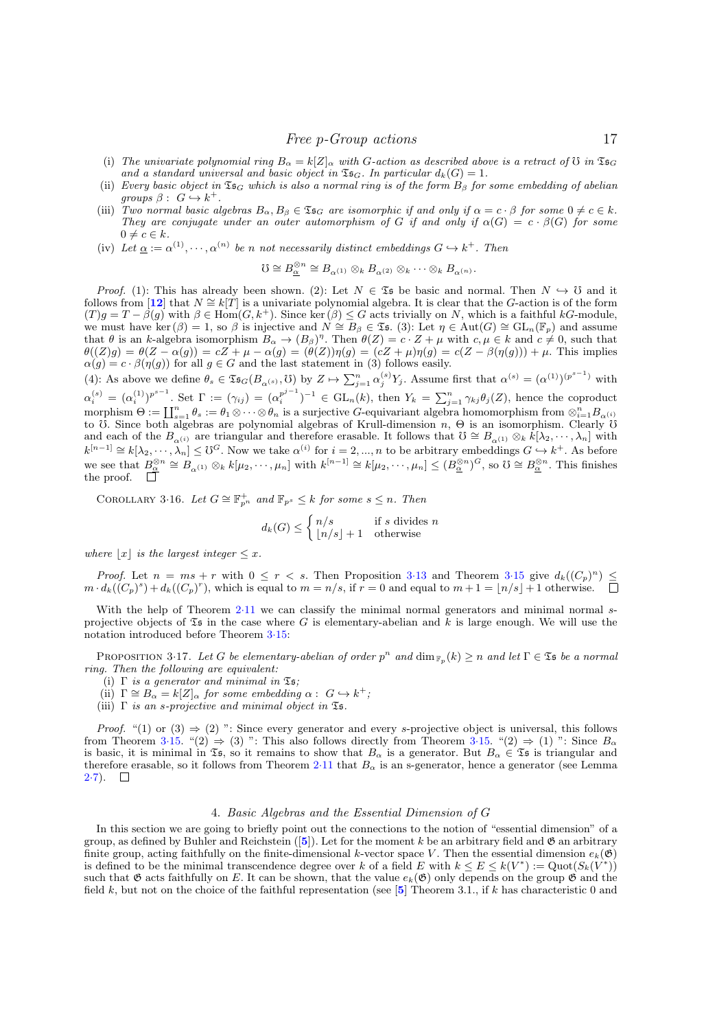(i) *The univariate polynomial ring $B_\alpha = k[Z]_\alpha$ with $G$-action as described above is a retract of $\mho$ in $\mathfrak{Ts}_G$ and a standard universal and basic object in $\mathfrak{Ts}_G$. In particular $d_k(G) = 1$.*

(ii) *Every basic object in $\mathfrak{Ts}_G$ which is also a normal ring is of the form $B_\beta$ for some embedding of abelian groups $\beta : G \hookrightarrow k^+$.*

(iii) *Two normal basic algebras $B_\alpha, B_\beta \in \mathfrak{Ts}_G$ are isomorphic if and only if $\alpha = c \cdot \beta$ for some $0 \neq c \in k$. They are conjugate under an outer automorphism of $G$ if and only if $\alpha(G) = c \cdot \beta(G)$ for some $0 \neq c \in k$.*

(iv) *Let $\underline{\alpha} := \alpha^{(1)}, \cdots, \alpha^{(n)}$ be $n$ not necessarily distinct embeddings $G \hookrightarrow k^+$. Then*

$$\mho \cong B_{\underline{\alpha}}^{\otimes n} \cong B_{\alpha^{(1)}} \otimes_k B_{\alpha^{(2)}} \otimes_k \cdots \otimes_k B_{\alpha^{(n)}}.$$

*Proof.* (1): This has already been shown. (2): Let $N \in \mathfrak{Ts}$ be basic and normal. Then $N \hookrightarrow \mho$ and it follows from [12] that $N \cong k[T]$ is a univariate polynomial algebra. It is clear that the $G$-action is of the form $(T)g = T - \beta(g)$ with $\beta \in \mathrm{Hom}(G, k^+)$. Since $\ker(\beta) \leq G$ acts trivially on $N$, which is a faithful $kG$-module, we must have $\ker(\beta) = 1$, so $\beta$ is injective and $N \cong B_\beta \in \mathfrak{Ts}$. (3): Let $\eta \in \mathrm{Aut}(G) \cong \mathrm{GL}_n(\mathbb{F}_p)$ and assume that $\theta$ is an $k$-algebra isomorphism $B_\alpha \to (B_\beta)^\eta$. Then $\theta(Z) = c \cdot Z + \mu$ with $c, \mu \in k$ and $c \neq 0$, such that $\theta((Z)g) = \theta(Z - \alpha(g)) = cZ + \mu - \alpha(g) = (\theta(Z))\eta(g) = (cZ + \mu)\eta(g) = c(Z - \beta(\eta(g))) + \mu$. This implies $\alpha(g) = c \cdot \beta(\eta(g))$ for all $g \in G$ and the last statement in (3) follows easily.

(4): As above we define $\theta_s \in \mathfrak{Ts}_G(B_{\alpha^{(s)}}, \mho)$ by $Z \mapsto \sum_{j=1}^n \alpha_j^{(s)} Y_j$. Assume first that $\alpha^{(s)} = (\alpha^{(1)})^{(p^{s-1})}$ with $\alpha_i^{(s)} = (\alpha_i^{(1)})^{p^{s-1}}$. Set $\Gamma := (\gamma_{ij}) = (\alpha_i^{p^{j-1}})^{-1} \in \mathrm{GL}_n(k)$, then $Y_k = \sum_{j=1}^n \gamma_{kj} \theta_j(Z)$, hence the coproduct morphism $\Theta := \coprod_{s=1}^n \theta_s := \theta_1 \otimes \cdots \otimes \theta_n$ is a surjective $G$-equivariant algebra homomorphism from $\otimes_{i=1}^n B_{\alpha^{(i)}}$ to $\mho$. Since both algebras are polynomial algebras of Krull-dimension $n$, $\Theta$ is an isomorphism. Clearly $\mho$ and each of the $B_{\alpha^{(i)}}$ are triangular and therefore erasable. It follows that $\mho \cong B_{\alpha^{(1)}} \otimes_k k[\lambda_2, \cdots, \lambda_n]$ with $k^{[n-1]} \cong k[\lambda_2, \cdots, \lambda_n] \leq \mho^G$. Now we take $\alpha^{(i)}$ for $i = 2, ..., n$ to be arbitrary embeddings $G \hookrightarrow k^+$. As before we see that $B_{\underline{\alpha}}^{\otimes n} \cong B_{\alpha^{(1)}} \otimes_k k[\mu_2, \cdots, \mu_n]$ with $k^{[n-1]} \cong k[\mu_2, \cdots, \mu_n] \leq (B_{\underline{\alpha}}^{\otimes n})^G$, so $\mho \cong B_{\underline{\alpha}}^{\otimes n}$. This finishes the proof. $\square$

Corollary 3·16. *Let $G \cong \mathbb{F}_{p^n}^+$ and $\mathbb{F}_{p^s} \leq k$ for some $s \leq n$. Then*

$$d_k(G) \leq \begin{cases} n/s & \text{if } s \text{ divides } n \\ \lfloor n/s \rfloor + 1 & \text{otherwise} \end{cases}$$

*where $\lfloor x \rfloor$ is the largest integer $\leq x$.*

*Proof.* Let $n = ms + r$ with $0 \leq r < s$. Then Proposition 3·13 and Theorem 3·15 give $d_k((C_p)^n) \leq m \cdot d_k((C_p)^s) + d_k((C_p)^r)$, which is equal to $m = n/s$, if $r = 0$ and equal to $m + 1 = \lfloor n/s \rfloor + 1$ otherwise. $\square$

With the help of Theorem 2·11 we can classify the minimal normal generators and minimal normal $s$-projective objects of $\mathfrak{Ts}$ in the case where $G$ is elementary-abelian and $k$ is large enough. We will use the notation introduced before Theorem 3·15:

Proposition 3·17. *Let $G$ be elementary-abelian of order $p^n$ and $\dim_{\mathbb{F}_p}(k) \geq n$ and let $\Gamma \in \mathfrak{Ts}$ be a normal ring. Then the following are equivalent:*

(i) *$\Gamma$ is a generator and minimal in $\mathfrak{Ts}$;*

(ii) *$\Gamma \cong B_\alpha = k[Z]_\alpha$ for some embedding $\alpha : G \hookrightarrow k^+$;*

(iii) *$\Gamma$ is an $s$-projective and minimal object in $\mathfrak{Ts}$.*

*Proof.* "(1) or (3) $\Rightarrow$ (2) ": Since every generator and every $s$-projective object is universal, this follows from Theorem 3·15. "(2) $\Rightarrow$ (3) ": This also follows directly from Theorem 3·15. "(2) $\Rightarrow$ (1) ": Since $B_\alpha$ is basic, it is minimal in $\mathfrak{Ts}$, so it remains to show that $B_\alpha$ is a generator. But $B_\alpha \in \mathfrak{Ts}$ is triangular and therefore erasable, so it follows from Theorem 2·11 that $B_\alpha$ is an s-generator, hence a generator (see Lemma 2·7). $\square$

## 4. *Basic Algebras and the Essential Dimension of G*

In this section we are going to briefly point out the connections to the notion of "essential dimension" of a group, as defined by Buhler and Reichstein ([5]). Let for the moment $k$ be an arbitrary field and $\mathfrak{G}$ an arbitrary finite group, acting faithfully on the finite-dimensional $k$-vector space $V$. Then the essential dimension $e_k(\mathfrak{G})$ is defined to be the minimal transcendence degree over $k$ of a field $E$ with $k \leq E \leq k(V^*) := \mathrm{Quot}(S_k(V^*))$ such that $\mathfrak{G}$ acts faithfully on $E$. It can be shown, that the value $e_k(\mathfrak{G})$ only depends on the group $\mathfrak{G}$ and the field $k$, but not on the choice of the faithful representation (see [5] Theorem 3.1., if $k$ has characteristic 0 and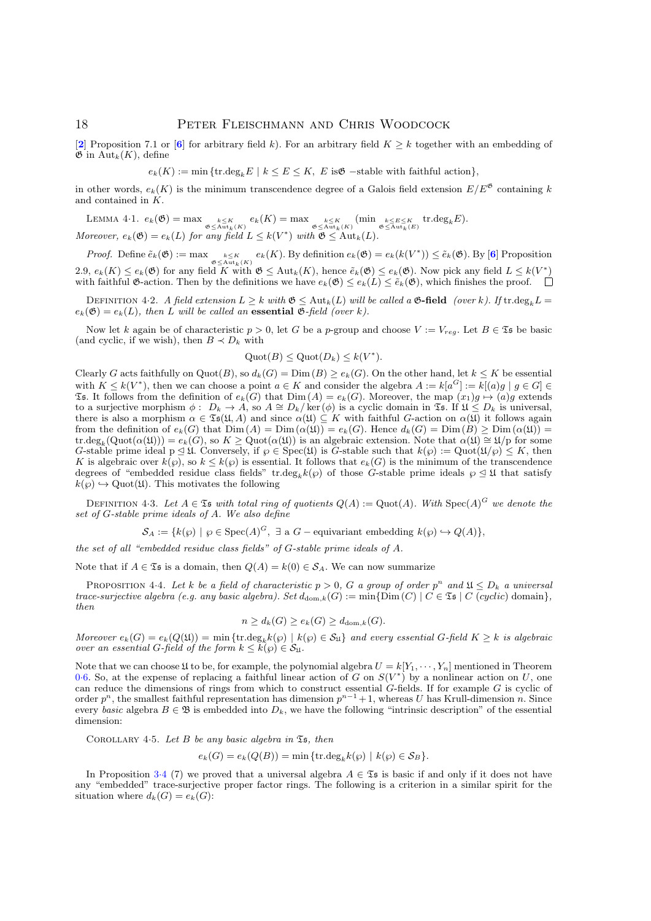[**2**] Proposition 7.1 or [**6**] for arbitrary field $k$). For an arbitrary field $K \geq k$ together with an embedding of $\mathfrak{G}$ in $\mathrm{Aut}_k(K)$, define

$$e_k(K) := \min\{\mathrm{tr.deg}_k E \mid k \leq E \leq K,\ E \text{ is} \mathfrak{G} - \text{stable with faithful action}\},$$

in other words, $e_k(K)$ is the minimum transcendence degree of a Galois field extension $E/E^{\mathfrak{G}}$ containing $k$ and contained in $K$.

LEMMA 4·1. $e_k(\mathfrak{G}) = \max_{\substack{k \leq K \\ \mathfrak{G} \leq \mathrm{Aut}_k(K)}} e_k(K) = \max_{\substack{k \leq K \\ \mathfrak{G} \leq \mathrm{Aut}_k(K)}} (\min_{\substack{k \leq E \leq K \\ \mathfrak{G} \leq \mathrm{Aut}_k(E)}} \mathrm{tr.deg}_k E).$
*Moreover, $e_k(\mathfrak{G}) = e_k(L)$ for any field $L \leq k(V^*)$ with $\mathfrak{G} \leq \mathrm{Aut}_k(L)$.*

*Proof.* Define $\tilde{e}_k(\mathfrak{G}) := \max_{\substack{k \leq K \\ \mathfrak{G} \leq \mathrm{Aut}_k(K)}} e_k(K)$. By definition $e_k(\mathfrak{G}) = e_k(k(V^*)) \leq \tilde{e}_k(\mathfrak{G})$. By [**6**] Proposition 2.9, $e_k(K) \leq e_k(\mathfrak{G})$ for any field $K$ with $\mathfrak{G} \leq \mathrm{Aut}_k(K)$, hence $\tilde{e}_k(\mathfrak{G}) \leq e_k(\mathfrak{G})$. Now pick any field $L \leq k(V^*)$ with faithful $\mathfrak{G}$-action. Then by the definitions we have $e_k(\mathfrak{G}) \leq e_k(L) \leq \tilde{e}_k(\mathfrak{G})$, which finishes the proof. □

DEFINITION 4·2. *A field extension $L \geq k$ with $\mathfrak{G} \leq \mathrm{Aut}_k(L)$ will be called a* **$\mathfrak{G}$-field** *(over $k$). If $\mathrm{tr.deg}_k L = e_k(\mathfrak{G}) = e_k(L)$, then $L$ will be called an* **essential** *$\mathfrak{G}$-field (over $k$).*

Now let $k$ again be of characteristic $p > 0$, let $G$ be a $p$-group and choose $V := V_{reg}$. Let $B \in \mathfrak{Ts}$ be basic (and cyclic, if we wish), then $B \prec D_k$ with

$$\mathrm{Quot}(B) \leq \mathrm{Quot}(D_k) \leq k(V^*).$$

Clearly $G$ acts faithfully on $\mathrm{Quot}(B)$, so $d_k(G) = \mathrm{Dim}\,(B) \geq e_k(G)$. On the other hand, let $k \leq K$ be essential with $K \leq k(V^*)$, then we can choose a point $a \in K$ and consider the algebra $A := k[a^G] := k[(a)g \mid g \in G] \in \mathfrak{Ts}$. It follows from the definition of $e_k(G)$ that $\mathrm{Dim}\,(A) = e_k(G)$. Moreover, the map $(x_1)g \mapsto (a)g$ extends to a surjective morphism $\phi:\ D_k \to A$, so $A \cong D_k/\ker(\phi)$ is a cyclic domain in $\mathfrak{Ts}$. If $\mathfrak{U} \leq D_k$ is universal, there is also a morphism $\alpha \in \mathfrak{Ts}(\mathfrak{U}, A)$ and since $\alpha(\mathfrak{U}) \subseteq K$ with faithful $G$-action on $\alpha(\mathfrak{U})$ it follows again from the definition of $e_k(G)$ that $\mathrm{Dim}\,(A) = \mathrm{Dim}\,(\alpha(\mathfrak{U})) = e_k(G)$. Hence $d_k(G) = \mathrm{Dim}\,(B) \geq \mathrm{Dim}\,(\alpha(\mathfrak{U})) = \mathrm{tr.deg}_k(\mathrm{Quot}(\alpha(\mathfrak{U}))) = e_k(G)$, so $K \geq \mathrm{Quot}(\alpha(\mathfrak{U}))$ is an algebraic extension. Note that $\alpha(\mathfrak{U}) \cong \mathfrak{U}/\mathrm{p}$ for some $G$-stable prime ideal $\mathrm{p} \trianglelefteq \mathfrak{U}$. Conversely, if $\wp \in \mathrm{Spec}(\mathfrak{U})$ is $G$-stable such that $k(\wp) := \mathrm{Quot}(\mathfrak{U}/\wp) \leq K$, then $K$ is algebraic over $k(\wp)$, so $k \leq k(\wp)$ is essential. It follows that $e_k(G)$ is the minimum of the transcendence degrees of "embedded residue class fields" $\mathrm{tr.deg}_k k(\wp)$ of those $G$-stable prime ideals $\wp \trianglelefteq \mathfrak{U}$ that satisfy $k(\wp) \hookrightarrow \mathrm{Quot}(\mathfrak{U})$. This motivates the following

DEFINITION 4·3. *Let $A \in \mathfrak{Ts}$ with total ring of quotients $Q(A) := \mathrm{Quot}(A)$. With $\mathrm{Spec}(A)^G$ we denote the set of $G$-stable prime ideals of $A$. We also define*

$$\mathcal{S}_A := \{k(\wp) \mid \wp \in \mathrm{Spec}(A)^G,\ \exists \text{ a } G-\text{equivariant embedding } k(\wp) \hookrightarrow Q(A)\},$$

*the set of all "embedded residue class fields" of $G$-stable prime ideals of $A$.*

Note that if $A \in \mathfrak{Ts}$ is a domain, then $Q(A) = k(0) \in \mathcal{S}_A$. We can now summarize

PROPOSITION 4·4. *Let $k$ be a field of characteristic $p > 0$, $G$ a group of order $p^n$ and $\mathfrak{U} \leq D_k$ a universal trace-surjective algebra (e.g. any basic algebra). Set $d_{\mathrm{dom},k}(G) := \min\{\mathrm{Dim}\,(C) \mid C \in \mathfrak{Ts} \mid C \text{ (cyclic) domain}\}$, then*

$$n \geq d_k(G) \geq e_k(G) \geq d_{\mathrm{dom},k}(G).$$

*Moreover $e_k(G) = e_k(Q(\mathfrak{U})) = \min\{\mathrm{tr.deg}_k k(\wp) \mid k(\wp) \in \mathcal{S}_{\mathfrak{U}}\}$ and every essential $G$-field $K \geq k$ is algebraic over an essential $G$-field of the form $k \leq k(\wp) \in \mathcal{S}_{\mathfrak{U}}$.*

Note that we can choose $\mathfrak{U}$ to be, for example, the polynomial algebra $U = k[Y_1, \cdots, Y_n]$ mentioned in Theorem 0·6. So, at the expense of replacing a faithful linear action of $G$ on $S(V^*)$ by a nonlinear action on $U$, one can reduce the dimensions of rings from which to construct essential $G$-fields. If for example $G$ is cyclic of order $p^n$, the smallest faithful representation has dimension $p^{n-1}+1$, whereas $U$ has Krull-dimension $n$. Since every *basic* algebra $B \in \mathfrak{B}$ is embedded into $D_k$, we have the following "intrinsic description" of the essential dimension:

COROLLARY 4·5. *Let $B$ be any basic algebra in $\mathfrak{Ts}$, then*

$$e_k(G) = e_k(Q(B)) = \min\{\mathrm{tr.deg}_k k(\wp) \mid k(\wp) \in \mathcal{S}_B\}.$$

In Proposition 3·4 (7) we proved that a universal algebra $A \in \mathfrak{Ts}$ is basic if and only if it does not have any "embedded" trace-surjective proper factor rings. The following is a criterion in a similar spirit for the situation where $d_k(G) = e_k(G)$: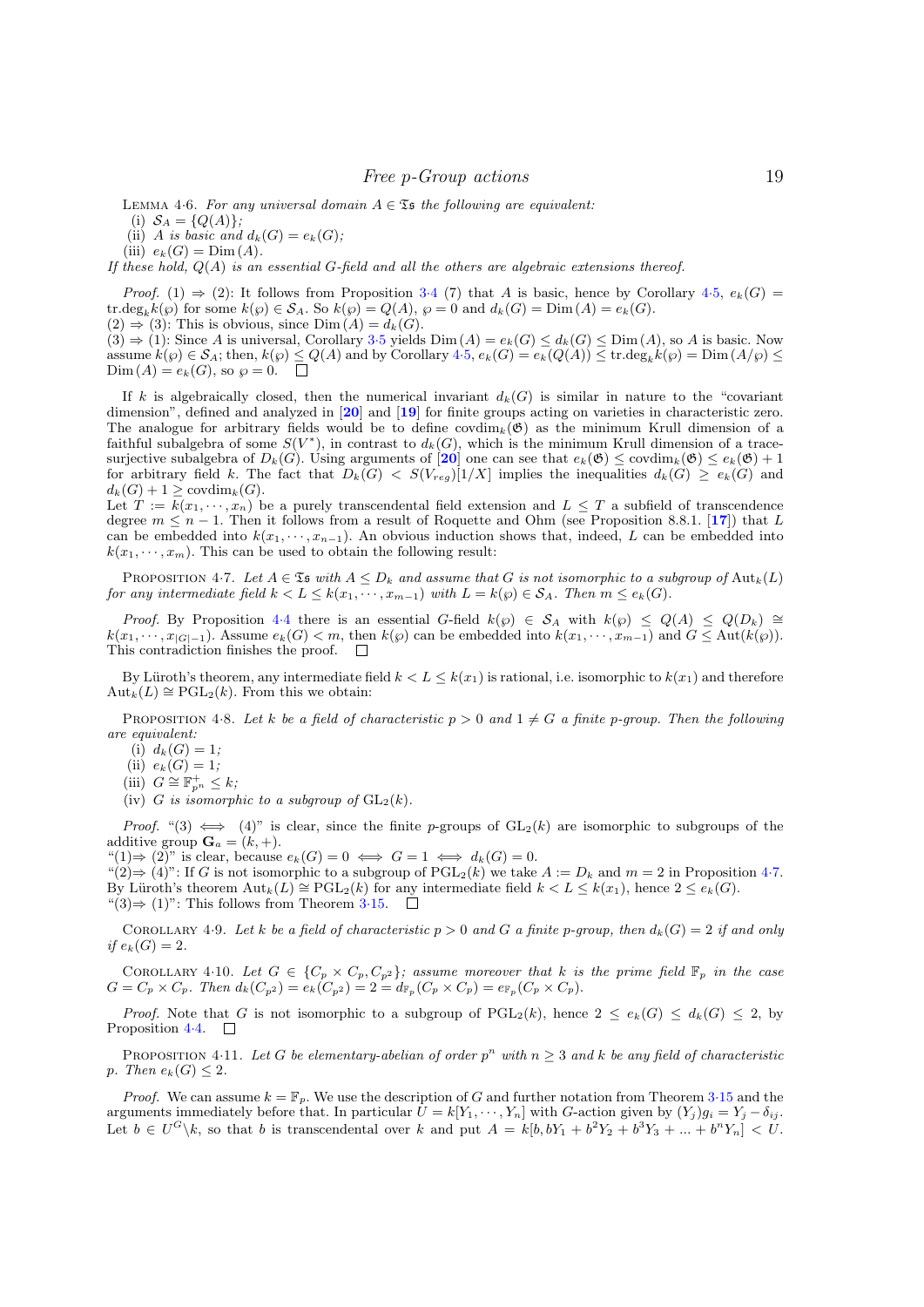Lemma 4·6. *For any universal domain $A \in \mathfrak{Ts}$ the following are equivalent:*

(i) $\mathcal{S}_A = \{Q(A)\}$;

(ii) *$A$ is basic and $d_k(G) = e_k(G)$;*

(iii) $e_k(G) = \mathrm{Dim}\,(A)$.

*If these hold, $Q(A)$ is an essential $G$-field and all the others are algebraic extensions thereof.*

*Proof.* (1) $\Rightarrow$ (2): It follows from Proposition 3·4 (7) that $A$ is basic, hence by Corollary 4·5, $e_k(G) = \mathrm{tr.deg}_k k(\wp)$ for some $k(\wp) \in \mathcal{S}_A$. So $k(\wp) = Q(A)$, $\wp = 0$ and $d_k(G) = \mathrm{Dim}\,(A) = e_k(G)$.
(2) $\Rightarrow$ (3): This is obvious, since $\mathrm{Dim}\,(A) = d_k(G)$.
(3) $\Rightarrow$ (1): Since $A$ is universal, Corollary 3·5 yields $\mathrm{Dim}\,(A) = e_k(G) \le d_k(G) \le \mathrm{Dim}\,(A)$, so $A$ is basic. Now assume $k(\wp) \in \mathcal{S}_A$; then, $k(\wp) \le Q(A)$ and by Corollary 4·5, $e_k(G) = e_k(Q(A)) \le \mathrm{tr.deg}_k k(\wp) = \mathrm{Dim}\,(A/\wp) \le \mathrm{Dim}\,(A) = e_k(G)$, so $\wp = 0$. $\square$

If $k$ is algebraically closed, then the numerical invariant $d_k(G)$ is similar in nature to the "covariant dimension", defined and analyzed in [20] and [19] for finite groups acting on varieties in characteristic zero. The analogue for arbitrary fields would be to define $\mathrm{covdim}_k(\mathfrak{G})$ as the minimum Krull dimension of a faithful subalgebra of some $S(V^*)$, in contrast to $d_k(G)$, which is the minimum Krull dimension of a trace-surjective subalgebra of $D_k(G)$. Using arguments of [20] one can see that $e_k(\mathfrak{G}) \le \mathrm{covdim}_k(\mathfrak{G}) \le e_k(\mathfrak{G}) + 1$ for arbitrary field $k$. The fact that $D_k(G) < S(V_{reg})[1/X]$ implies the inequalities $d_k(G) \ge e_k(G)$ and $d_k(G) + 1 \ge \mathrm{covdim}_k(G)$.
Let $T := k(x_1, \cdots, x_n)$ be a purely transcendental field extension and $L \le T$ a subfield of transcendence degree $m \le n-1$. Then it follows from a result of Roquette and Ohm (see Proposition 8.8.1. [17]) that $L$ can be embedded into $k(x_1, \cdots, x_{n-1})$. An obvious induction shows that, indeed, $L$ can be embedded into $k(x_1, \cdots, x_m)$. This can be used to obtain the following result:

Proposition 4·7. *Let $A \in \mathfrak{Ts}$ with $A \le D_k$ and assume that $G$ is not isomorphic to a subgroup of $\mathrm{Aut}_k(L)$ for any intermediate field $k < L \le k(x_1, \cdots, x_{m-1})$ with $L = k(\wp) \in \mathcal{S}_A$. Then $m \le e_k(G)$.*

*Proof.* By Proposition 4·4 there is an essential $G$-field $k(\wp) \in \mathcal{S}_A$ with $k(\wp) \le Q(A) \le Q(D_k) \cong k(x_1, \cdots, x_{|G|-1})$. Assume $e_k(G) < m$, then $k(\wp)$ can be embedded into $k(x_1, \cdots, x_{m-1})$ and $G \le \mathrm{Aut}(k(\wp))$. This contradiction finishes the proof. $\square$

By Lüroth's theorem, any intermediate field $k < L \le k(x_1)$ is rational, i.e. isomorphic to $k(x_1)$ and therefore $\mathrm{Aut}_k(L) \cong \mathrm{PGL}_2(k)$. From this we obtain:

Proposition 4·8. *Let $k$ be a field of characteristic $p > 0$ and $1 \ne G$ a finite $p$-group. Then the following are equivalent:*

(i) $d_k(G) = 1$;

(ii) $e_k(G) = 1$;

(iii) $G \cong \mathbb{F}_{p^n}^+ \le k$;

(iv) *$G$ is isomorphic to a subgroup of $\mathrm{GL}_2(k)$.*

*Proof.* "(3) $\iff$ (4)" is clear, since the finite $p$-groups of $\mathrm{GL}_2(k)$ are isomorphic to subgroups of the additive group $\mathbf{G}_a = (k, +)$.
"(1)$\Rightarrow$ (2)" is clear, because $e_k(G) = 0 \iff G = 1 \iff d_k(G) = 0$.
"(2)$\Rightarrow$ (4)": If $G$ is not isomorphic to a subgroup of $\mathrm{PGL}_2(k)$ we take $A := D_k$ and $m = 2$ in Proposition 4·7. By Lüroth's theorem $\mathrm{Aut}_k(L) \cong \mathrm{PGL}_2(k)$ for any intermediate field $k < L \le k(x_1)$, hence $2 \le e_k(G)$.
"(3)$\Rightarrow$ (1)": This follows from Theorem 3·15. $\square$

Corollary 4·9. *Let $k$ be a field of characteristic $p > 0$ and $G$ a finite $p$-group, then $d_k(G) = 2$ if and only if $e_k(G) = 2$.*

Corollary 4·10. *Let $G \in \{C_p \times C_p, C_{p^2}\}$; assume moreover that $k$ is the prime field $\mathbb{F}_p$ in the case $G = C_p \times C_p$. Then $d_k(C_{p^2}) = e_k(C_{p^2}) = 2 = d_{\mathbb{F}_p}(C_p \times C_p) = e_{\mathbb{F}_p}(C_p \times C_p)$.*

*Proof.* Note that $G$ is not isomorphic to a subgroup of $\mathrm{PGL}_2(k)$, hence $2 \le e_k(G) \le d_k(G) \le 2$, by Proposition 4·4. $\square$

Proposition 4·11. *Let $G$ be elementary-abelian of order $p^n$ with $n \ge 3$ and $k$ be any field of characteristic $p$. Then $e_k(G) \le 2$.*

*Proof.* We can assume $k = \mathbb{F}_p$. We use the description of $G$ and further notation from Theorem 3·15 and the arguments immediately before that. In particular $U = k[Y_1, \cdots, Y_n]$ with $G$-action given by $(Y_j)g_i = Y_j - \delta_{ij}$. Let $b \in U^G \backslash k$, so that $b$ is transcendental over $k$ and put $A = k[b, bY_1 + b^2Y_2 + b^3Y_3 + \ldots + b^nY_n] < U$.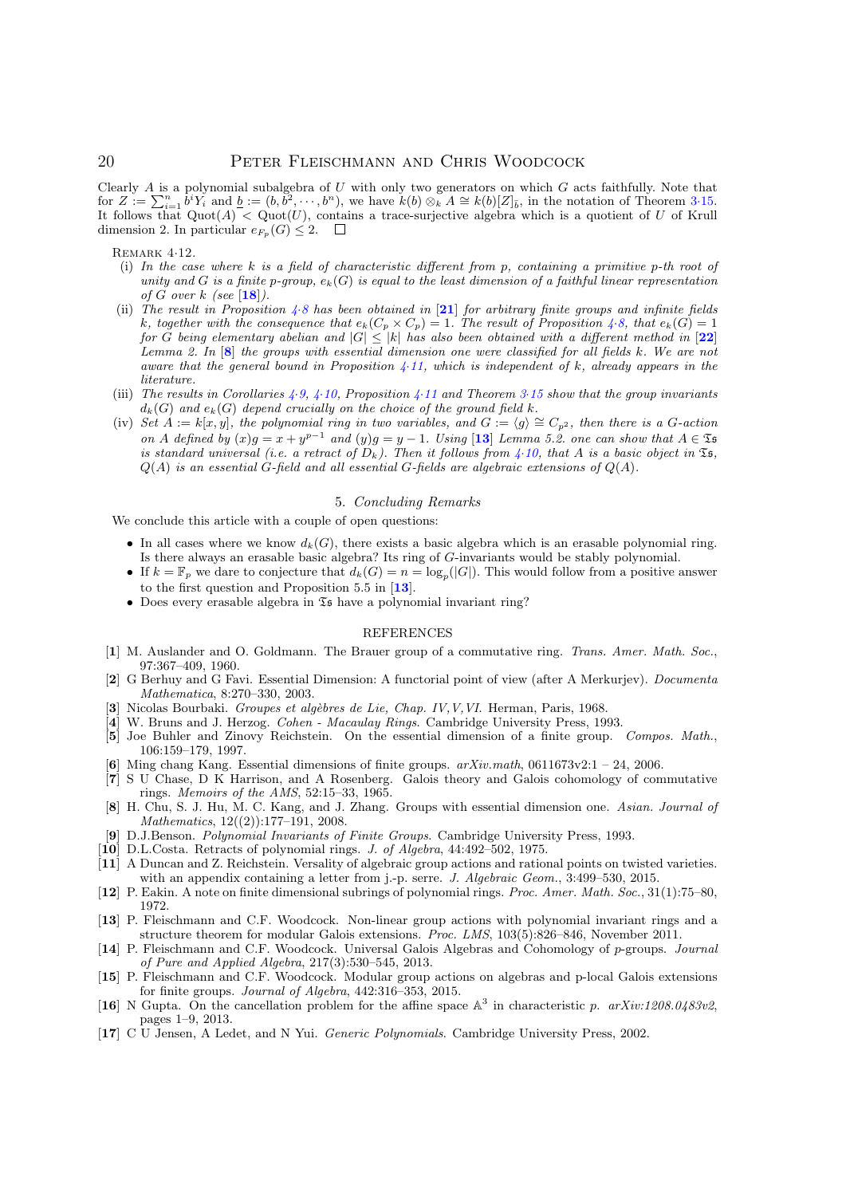Clearly $A$ is a polynomial subalgebra of $U$ with only two generators on which $G$ acts faithfully. Note that for $Z := \sum_{i=1}^{n} b^i Y_i$ and $\underline{b} := (b, b^2, \cdots, b^n)$, we have $k(b) \otimes_k A \cong k(b)[Z]_{\bar{b}}$, in the notation of Theorem 3·15. It follows that $\mathrm{Quot}(A) < \mathrm{Quot}(U)$, contains a trace-surjective algebra which is a quotient of $U$ of Krull dimension 2. In particular $e_{F_p}(G) \leq 2$. $\square$

Remark 4·12.

- (i) *In the case where $k$ is a field of characteristic different from $p$, containing a primitive $p$-th root of unity and $G$ is a finite $p$-group, $e_k(G)$ is equal to the least dimension of a faithful linear representation of $G$ over $k$ (see [18]).*
- (ii) *The result in Proposition 4·8 has been obtained in [21] for arbitrary finite groups and infinite fields $k$, together with the consequence that $e_k(C_p \times C_p) = 1$. The result of Proposition 4·8, that $e_k(G) = 1$ for $G$ being elementary abelian and $|G| \leq |k|$ has also been obtained with a different method in [22] Lemma 2. In [8] the groups with essential dimension one were classified for all fields $k$. We are not aware that the general bound in Proposition 4·11, which is independent of $k$, already appears in the literature.*
- (iii) *The results in Corollaries 4·9, 4·10, Proposition 4·11 and Theorem 3·15 show that the group invariants $d_k(G)$ and $e_k(G)$ depend crucially on the choice of the ground field $k$.*
- (iv) *Set $A := k[x, y]$, the polynomial ring in two variables, and $G := \langle g \rangle \cong C_{p^2}$, then there is a $G$-action on $A$ defined by $(x)g = x + y^{p-1}$ and $(y)g = y - 1$. Using [13] Lemma 5.2. one can show that $A \in \mathfrak{Ts}$ is standard universal (i.e. a retract of $D_k$). Then it follows from 4·10, that $A$ is a basic object in $\mathfrak{Ts}$, $Q(A)$ is an essential $G$-field and all essential $G$-fields are algebraic extensions of $Q(A)$.*

## 5. *Concluding Remarks*

We conclude this article with a couple of open questions:

- In all cases where we know $d_k(G)$, there exists a basic algebra which is an erasable polynomial ring. Is there always an erasable basic algebra? Its ring of $G$-invariants would be stably polynomial.
- If $k = \mathbb{F}_p$ we dare to conjecture that $d_k(G) = n = \log_p(|G|)$. This would follow from a positive answer to the first question and Proposition 5.5 in [13].
- Does every erasable algebra in $\mathfrak{Ts}$ have a polynomial invariant ring?

## REFERENCES

[1] M. Auslander and O. Goldmann. The Brauer group of a commutative ring. *Trans. Amer. Math. Soc.*, 97:367–409, 1960.

[2] G Berhuy and G Favi. Essential Dimension: A functorial point of view (after A Merkurjev). *Documenta Mathematica*, 8:270–330, 2003.

[3] Nicolas Bourbaki. *Groupes et algèbres de Lie, Chap. IV, V, VI.* Herman, Paris, 1968.

[4] W. Bruns and J. Herzog. *Cohen - Macaulay Rings.* Cambridge University Press, 1993.

[5] Joe Buhler and Zinovy Reichstein. On the essential dimension of a finite group. *Compos. Math.*, 106:159–179, 1997.

[6] Ming chang Kang. Essential dimensions of finite groups. *arXiv.math*, 0611673v2:1 – 24, 2006.

[7] S U Chase, D K Harrison, and A Rosenberg. Galois theory and Galois cohomology of commutative rings. *Memoirs of the AMS*, 52:15–33, 1965.

[8] H. Chu, S. J. Hu, M. C. Kang, and J. Zhang. Groups with essential dimension one. *Asian. Journal of Mathematics*, 12((2)):177–191, 2008.

[9] D.J.Benson. *Polynomial Invariants of Finite Groups.* Cambridge University Press, 1993.

[10] D.L.Costa. Retracts of polynomial rings. *J. of Algebra*, 44:492–502, 1975.

[11] A Duncan and Z. Reichstein. Versality of algebraic group actions and rational points on twisted varieties. with an appendix containing a letter from j.-p. serre. *J. Algebraic Geom.*, 3:499–530, 2015.

[12] P. Eakin. A note on finite dimensional subrings of polynomial rings. *Proc. Amer. Math. Soc.*, 31(1):75–80, 1972.

[13] P. Fleischmann and C.F. Woodcock. Non-linear group actions with polynomial invariant rings and a structure theorem for modular Galois extensions. *Proc. LMS*, 103(5):826–846, November 2011.

[14] P. Fleischmann and C.F. Woodcock. Universal Galois Algebras and Cohomology of $p$-groups. *Journal of Pure and Applied Algebra*, 217(3):530–545, 2013.

[15] P. Fleischmann and C.F. Woodcock. Modular group actions on algebras and p-local Galois extensions for finite groups. *Journal of Algebra*, 442:316–353, 2015.

[16] N Gupta. On the cancellation problem for the affine space $\mathbb{A}^3$ in characteristic $p$. *arXiv:1208.0483v2*, pages 1–9, 2013.

[17] C U Jensen, A Ledet, and N Yui. *Generic Polynomials.* Cambridge University Press, 2002.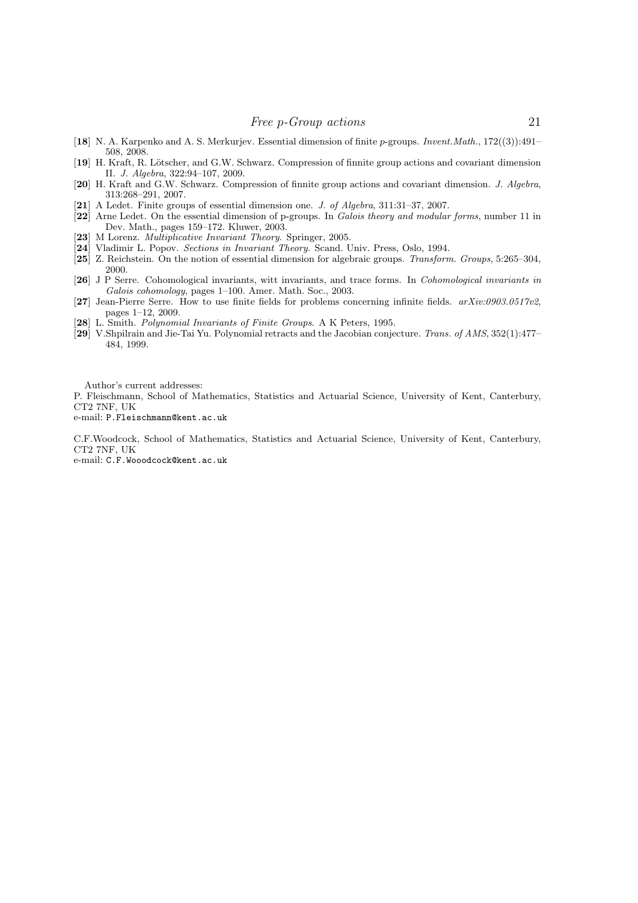[**18**] N. A. Karpenko and A. S. Merkurjev. Essential dimension of finite $p$-groups. *Invent.Math.*, 172((3)):491–508, 2008.

[**19**] H. Kraft, R. Lötscher, and G.W. Schwarz. Compression of finnite group actions and covariant dimension II. *J. Algebra*, 322:94–107, 2009.

[**20**] H. Kraft and G.W. Schwarz. Compression of finnite group actions and covariant dimension. *J. Algebra*, 313:268–291, 2007.

[**21**] A Ledet. Finite groups of essential dimension one. *J. of Algebra*, 311:31–37, 2007.

[**22**] Arne Ledet. On the essential dimension of p-groups. In *Galois theory and modular forms*, number 11 in Dev. Math., pages 159–172. Kluwer, 2003.

[**23**] M Lorenz. *Multiplicative Invariant Theory*. Springer, 2005.

[**24**] Vladimir L. Popov. *Sections in Invariant Theory*. Scand. Univ. Press, Oslo, 1994.

[**25**] Z. Reichstein. On the notion of essential dimension for algebraic groups. *Transform. Groups*, 5:265–304, 2000.

[**26**] J P Serre. Cohomological invariants, witt invariants, and trace forms. In *Cohomological invariants in Galois cohomology*, pages 1–100. Amer. Math. Soc., 2003.

[**27**] Jean-Pierre Serre. How to use finite fields for problems concerning infinite fields. *arXiv:0903.0517v2*, pages 1–12, 2009.

[**28**] L. Smith. *Polynomial Invariants of Finite Groups*. A K Peters, 1995.

[**29**] V.Shpilrain and Jie-Tai Yu. Polynomial retracts and the Jacobian conjecture. *Trans. of AMS*, 352(1):477–484, 1999.

Author's current addresses:

P. Fleischmann, School of Mathematics, Statistics and Actuarial Science, University of Kent, Canterbury, CT2 7NF, UK
e-mail: `P.Fleischmann@kent.ac.uk`

C.F.Woodcock, School of Mathematics, Statistics and Actuarial Science, University of Kent, Canterbury, CT2 7NF, UK
e-mail: `C.F.Wooodcock@kent.ac.uk`